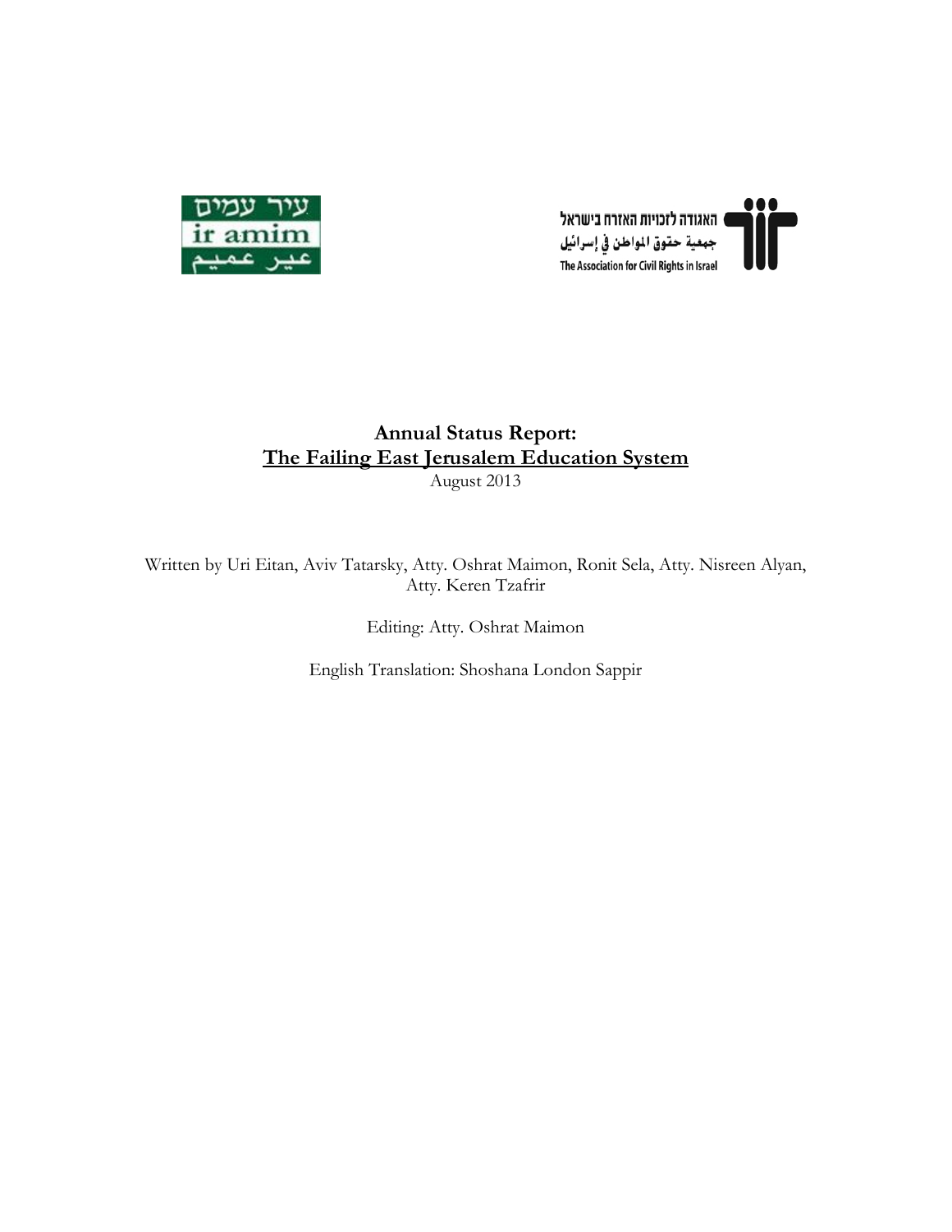עיר עמים
ir amim
عير عميم

האגודה לזכויות האזרח בישראל
جمعية حقوق المواطن في إسرائيل
The Association for Civil Rights in Israel

# Annual Status Report:
# The Failing East Jerusalem Education System

August 2013

Written by Uri Eitan, Aviv Tatarsky, Atty. Oshrat Maimon, Ronit Sela, Atty. Nisreen Alyan, Atty. Keren Tzafrir

Editing: Atty. Oshrat Maimon

English Translation: Shoshana London Sappir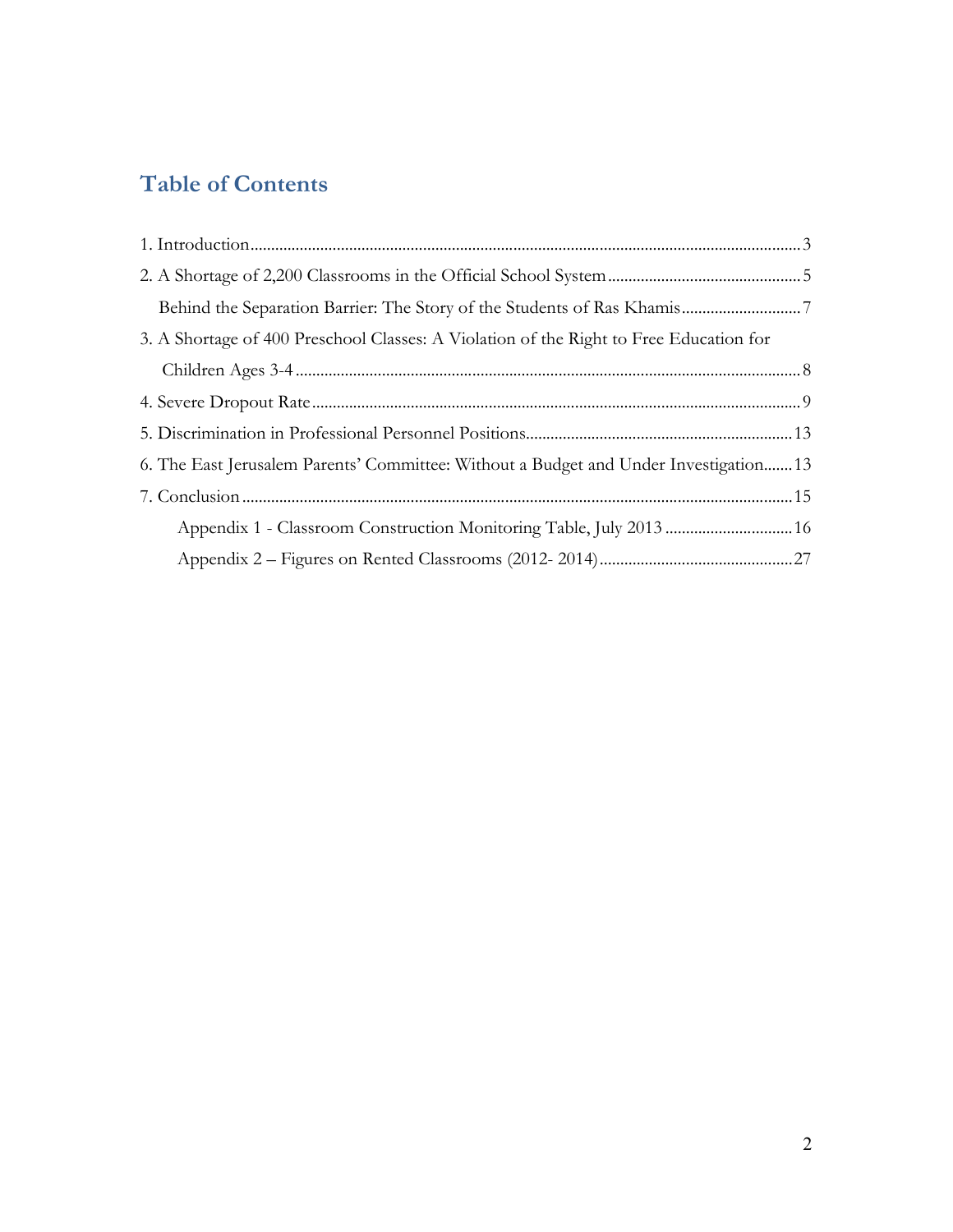## Table of Contents

1. Introduction ........................................................................................................ 3

2. A Shortage of 2,200 Classrooms in the Official School System ........................................ 5

   Behind the Separation Barrier: The Story of the Students of Ras Khamis ........................ 7

3. A Shortage of 400 Preschool Classes: A Violation of the Right to Free Education for Children Ages 3-4 ........................................................................................................ 8

4. Severe Dropout Rate ........................................................................................................ 9

5. Discrimination in Professional Personnel Positions ........................................................ 13

6. The East Jerusalem Parents' Committee: Without a Budget and Under Investigation ....... 13

7. Conclusion ........................................................................................................ 15

   Appendix 1 - Classroom Construction Monitoring Table, July 2013 ................................ 16

   Appendix 2 – Figures on Rented Classrooms (2012- 2014) ............................................ 27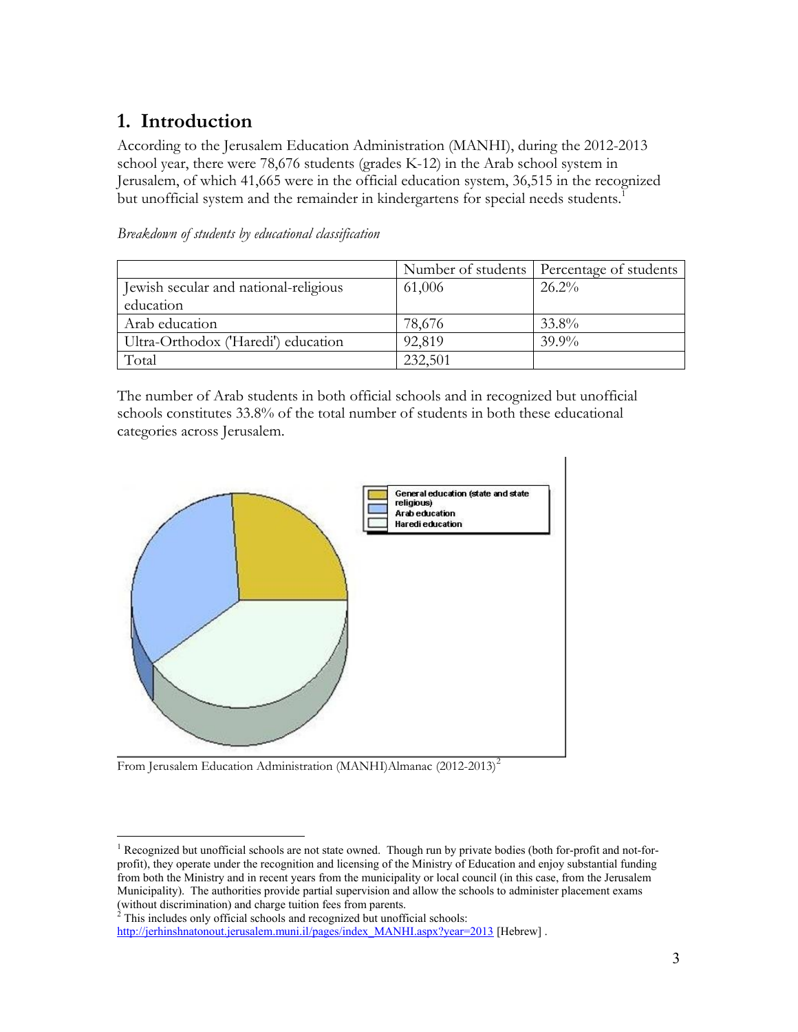# 1. Introduction

According to the Jerusalem Education Administration (MANHI), during the 2012-2013 school year, there were 78,676 students (grades K-12) in the Arab school system in Jerusalem, of which 41,665 were in the official education system, 36,515 in the recognized but unofficial system and the remainder in kindergartens for special needs students.[1]

*Breakdown of students by educational classification*

| | Number of students | Percentage of students |
|---|---|---|
| Jewish secular and national-religious education | 61,006 | 26.2% |
| Arab education | 78,676 | 33.8% |
| Ultra-Orthodox ('Haredi') education | 92,819 | 39.9% |
| Total | 232,501 | |

The number of Arab students in both official schools and in recognized but unofficial schools constitutes 33.8% of the total number of students in both these educational categories across Jerusalem.

General education (state and state religious)
Arab education
Haredi education

From Jerusalem Education Administration (MANHI)Almanac (2012-2013)[2]

---

[1] Recognized but unofficial schools are not state owned. Though run by private bodies (both for-profit and not-for-profit), they operate under the recognition and licensing of the Ministry of Education and enjoy substantial funding from both the Ministry and in recent years from the municipality or local council (in this case, from the Jerusalem Municipality). The authorities provide partial supervision and allow the schools to administer placement exams (without discrimination) and charge tuition fees from parents.

[2] This includes only official schools and recognized but unofficial schools: http://jerhinshnatonout.jerusalem.muni.il/pages/index_MANHI.aspx?year=2013 [Hebrew] .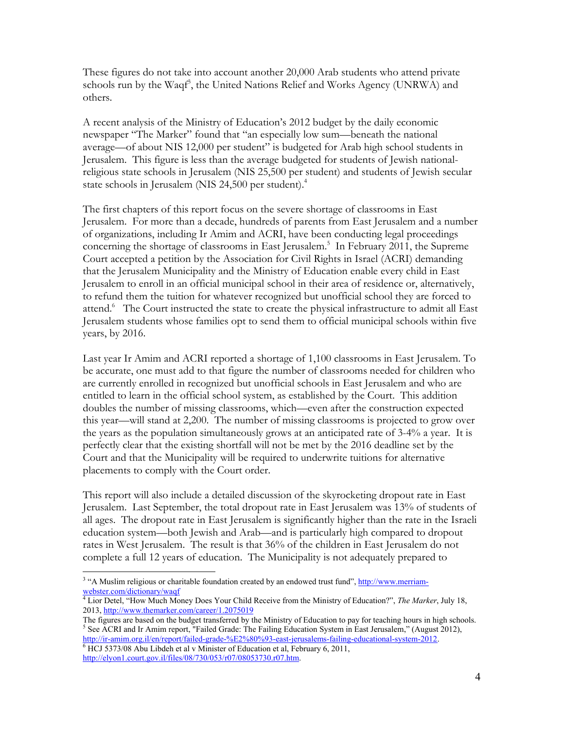These figures do not take into account another 20,000 Arab students who attend private schools run by the Waqf[3], the United Nations Relief and Works Agency (UNRWA) and others.

A recent analysis of the Ministry of Education's 2012 budget by the daily economic newspaper "The Marker" found that "an especially low sum—beneath the national average—of about NIS 12,000 per student" is budgeted for Arab high school students in Jerusalem. This figure is less than the average budgeted for students of Jewish national-religious state schools in Jerusalem (NIS 25,500 per student) and students of Jewish secular state schools in Jerusalem (NIS 24,500 per student).[4]

The first chapters of this report focus on the severe shortage of classrooms in East Jerusalem. For more than a decade, hundreds of parents from East Jerusalem and a number of organizations, including Ir Amim and ACRI, have been conducting legal proceedings concerning the shortage of classrooms in East Jerusalem.[5] In February 2011, the Supreme Court accepted a petition by the Association for Civil Rights in Israel (ACRI) demanding that the Jerusalem Municipality and the Ministry of Education enable every child in East Jerusalem to enroll in an official municipal school in their area of residence or, alternatively, to refund them the tuition for whatever recognized but unofficial school they are forced to attend.[6] The Court instructed the state to create the physical infrastructure to admit all East Jerusalem students whose families opt to send them to official municipal schools within five years, by 2016.

Last year Ir Amim and ACRI reported a shortage of 1,100 classrooms in East Jerusalem. To be accurate, one must add to that figure the number of classrooms needed for children who are currently enrolled in recognized but unofficial schools in East Jerusalem and who are entitled to learn in the official school system, as established by the Court. This addition doubles the number of missing classrooms, which—even after the construction expected this year—will stand at 2,200. The number of missing classrooms is projected to grow over the years as the population simultaneously grows at an anticipated rate of 3-4% a year. It is perfectly clear that the existing shortfall will not be met by the 2016 deadline set by the Court and that the Municipality will be required to underwrite tuitions for alternative placements to comply with the Court order.

This report will also include a detailed discussion of the skyrocketing dropout rate in East Jerusalem. Last September, the total dropout rate in East Jerusalem was 13% of students of all ages. The dropout rate in East Jerusalem is significantly higher than the rate in the Israeli education system—both Jewish and Arab—and is particularly high compared to dropout rates in West Jerusalem. The result is that 36% of the children in East Jerusalem do not complete a full 12 years of education. The Municipality is not adequately prepared to

---

[3] "A Muslim religious or charitable foundation created by an endowed trust fund", http://www.merriam-webster.com/dictionary/waqf

[4] Lior Detel, "How Much Money Does Your Child Receive from the Ministry of Education?", *The Marker*, July 18, 2013, http://www.themarker.com/career/1.2075019
The figures are based on the budget transferred by the Ministry of Education to pay for teaching hours in high schools.

[5] See ACRI and Ir Amim report, "Failed Grade: The Failing Education System in East Jerusalem," (August 2012), http://ir-amim.org.il/en/report/failed-grade-%E2%80%93-east-jerusalems-failing-educational-system-2012.

[6] HCJ 5373/08 Abu Libdeh et al v Minister of Education et al, February 6, 2011, http://elyon1.court.gov.il/files/08/730/053/r07/08053730.r07.htm.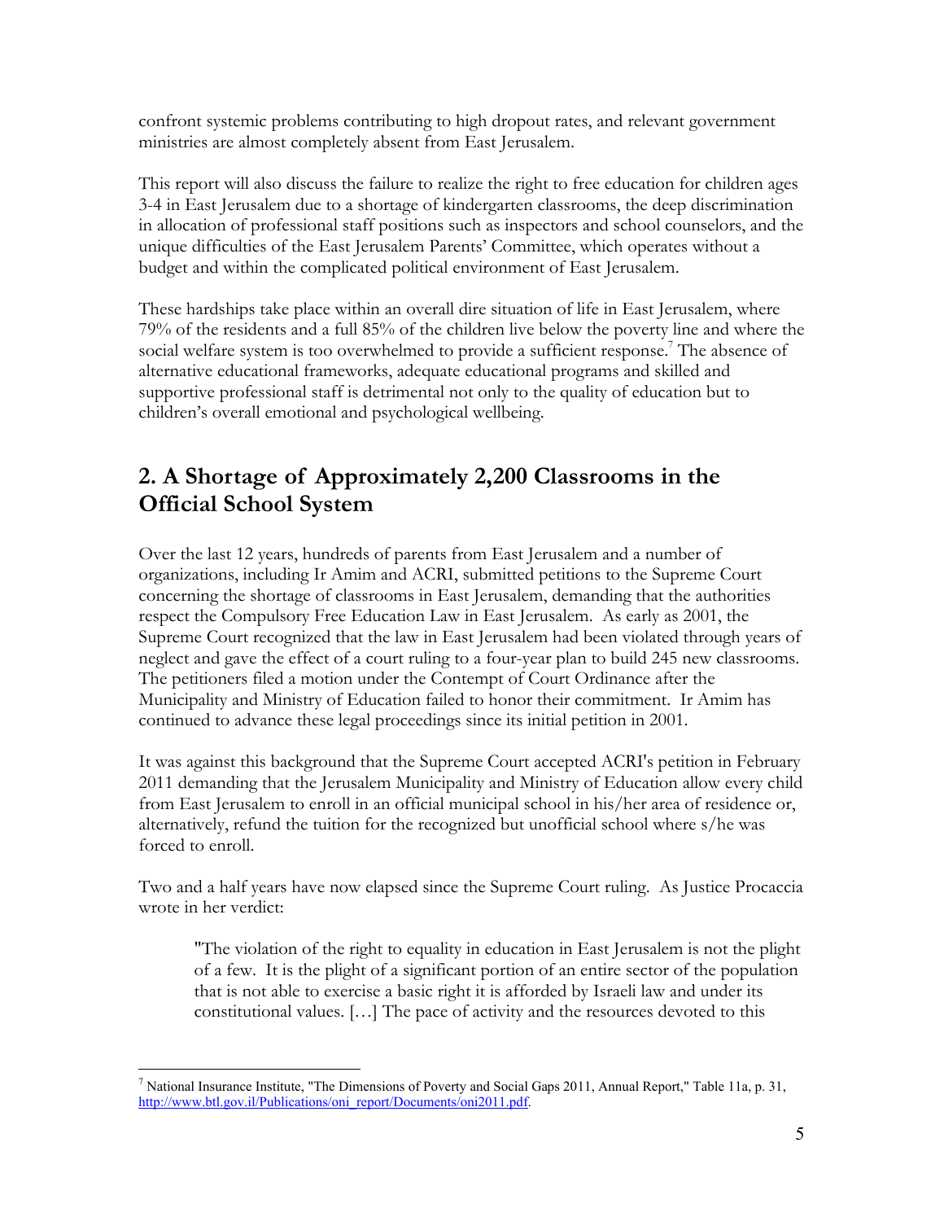confront systemic problems contributing to high dropout rates, and relevant government ministries are almost completely absent from East Jerusalem.

This report will also discuss the failure to realize the right to free education for children ages 3-4 in East Jerusalem due to a shortage of kindergarten classrooms, the deep discrimination in allocation of professional staff positions such as inspectors and school counselors, and the unique difficulties of the East Jerusalem Parents' Committee, which operates without a budget and within the complicated political environment of East Jerusalem.

These hardships take place within an overall dire situation of life in East Jerusalem, where 79% of the residents and a full 85% of the children live below the poverty line and where the social welfare system is too overwhelmed to provide a sufficient response.[7] The absence of alternative educational frameworks, adequate educational programs and skilled and supportive professional staff is detrimental not only to the quality of education but to children's overall emotional and psychological wellbeing.

## 2. A Shortage of Approximately 2,200 Classrooms in the Official School System

Over the last 12 years, hundreds of parents from East Jerusalem and a number of organizations, including Ir Amim and ACRI, submitted petitions to the Supreme Court concerning the shortage of classrooms in East Jerusalem, demanding that the authorities respect the Compulsory Free Education Law in East Jerusalem. As early as 2001, the Supreme Court recognized that the law in East Jerusalem had been violated through years of neglect and gave the effect of a court ruling to a four-year plan to build 245 new classrooms. The petitioners filed a motion under the Contempt of Court Ordinance after the Municipality and Ministry of Education failed to honor their commitment. Ir Amim has continued to advance these legal proceedings since its initial petition in 2001.

It was against this background that the Supreme Court accepted ACRI's petition in February 2011 demanding that the Jerusalem Municipality and Ministry of Education allow every child from East Jerusalem to enroll in an official municipal school in his/her area of residence or, alternatively, refund the tuition for the recognized but unofficial school where s/he was forced to enroll.

Two and a half years have now elapsed since the Supreme Court ruling. As Justice Procaccia wrote in her verdict:

> "The violation of the right to equality in education in East Jerusalem is not the plight of a few. It is the plight of a significant portion of an entire sector of the population that is not able to exercise a basic right it is afforded by Israeli law and under its constitutional values. […] The pace of activity and the resources devoted to this

---

[7] National Insurance Institute, "The Dimensions of Poverty and Social Gaps 2011, Annual Report," Table 11a, p. 31, http://www.btl.gov.il/Publications/oni_report/Documents/oni2011.pdf.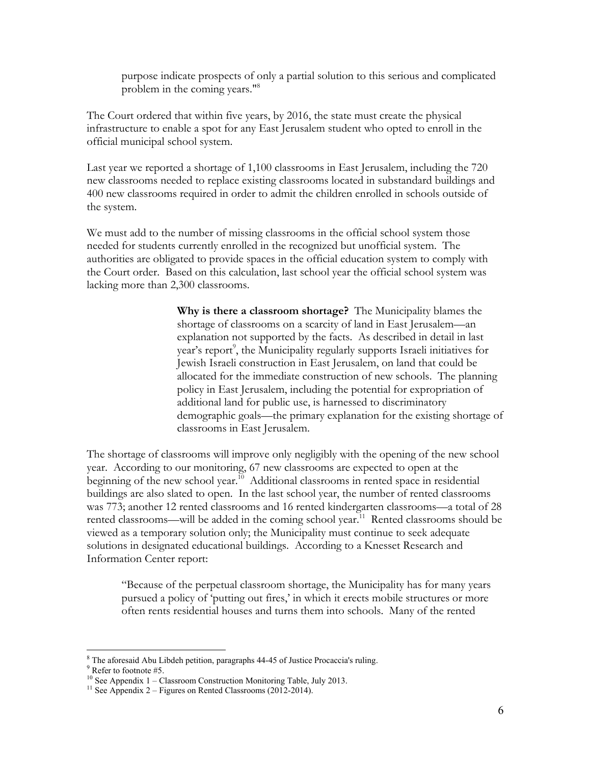> purpose indicate prospects of only a partial solution to this serious and complicated problem in the coming years."[8]

The Court ordered that within five years, by 2016, the state must create the physical infrastructure to enable a spot for any East Jerusalem student who opted to enroll in the official municipal school system.

Last year we reported a shortage of 1,100 classrooms in East Jerusalem, including the 720 new classrooms needed to replace existing classrooms located in substandard buildings and 400 new classrooms required in order to admit the children enrolled in schools outside of the system.

We must add to the number of missing classrooms in the official school system those needed for students currently enrolled in the recognized but unofficial system. The authorities are obligated to provide spaces in the official education system to comply with the Court order. Based on this calculation, last school year the official school system was lacking more than 2,300 classrooms.

> **Why is there a classroom shortage?** The Municipality blames the shortage of classrooms on a scarcity of land in East Jerusalem—an explanation not supported by the facts. As described in detail in last year's report[9], the Municipality regularly supports Israeli initiatives for Jewish Israeli construction in East Jerusalem, on land that could be allocated for the immediate construction of new schools. The planning policy in East Jerusalem, including the potential for expropriation of additional land for public use, is harnessed to discriminatory demographic goals—the primary explanation for the existing shortage of classrooms in East Jerusalem.

The shortage of classrooms will improve only negligibly with the opening of the new school year. According to our monitoring, 67 new classrooms are expected to open at the beginning of the new school year.[10] Additional classrooms in rented space in residential buildings are also slated to open. In the last school year, the number of rented classrooms was 773; another 12 rented classrooms and 16 rented kindergarten classrooms—a total of 28 rented classrooms—will be added in the coming school year.[11] Rented classrooms should be viewed as a temporary solution only; the Municipality must continue to seek adequate solutions in designated educational buildings. According to a Knesset Research and Information Center report:

> "Because of the perpetual classroom shortage, the Municipality has for many years pursued a policy of 'putting out fires,' in which it erects mobile structures or more often rents residential houses and turns them into schools. Many of the rented

---

[8] The aforesaid Abu Libdeh petition, paragraphs 44-45 of Justice Procaccia's ruling.

[9] Refer to footnote #5.

[10] See Appendix 1 – Classroom Construction Monitoring Table, July 2013.

[11] See Appendix 2 – Figures on Rented Classrooms (2012-2014).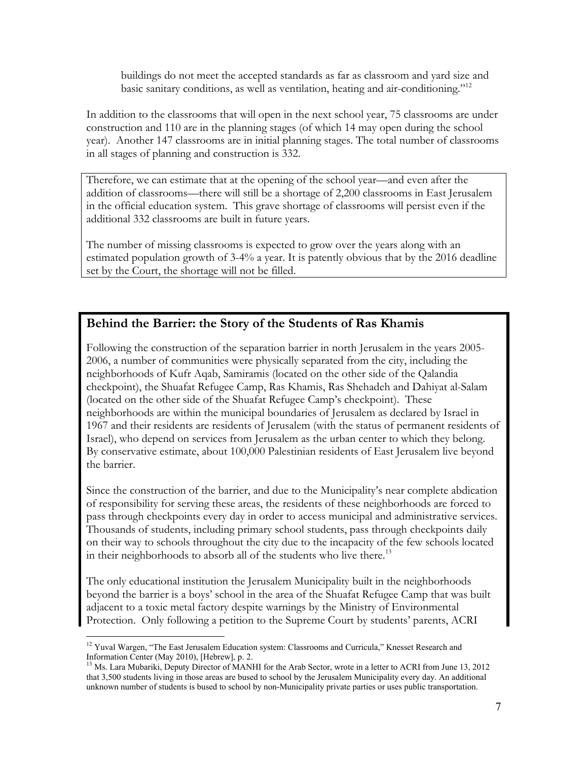> buildings do not meet the accepted standards as far as classroom and yard size and basic sanitary conditions, as well as ventilation, heating and air-conditioning."[12]

In addition to the classrooms that will open in the next school year, 75 classrooms are under construction and 110 are in the planning stages (of which 14 may open during the school year). Another 147 classrooms are in initial planning stages. The total number of classrooms in all stages of planning and construction is 332.

Therefore, we can estimate that at the opening of the school year—and even after the addition of classrooms—there will still be a shortage of 2,200 classrooms in East Jerusalem in the official education system. This grave shortage of classrooms will persist even if the additional 332 classrooms are built in future years.

The number of missing classrooms is expected to grow over the years along with an estimated population growth of 3-4% a year. It is patently obvious that by the 2016 deadline set by the Court, the shortage will not be filled.

## Behind the Barrier: the Story of the Students of Ras Khamis

Following the construction of the separation barrier in north Jerusalem in the years 2005-2006, a number of communities were physically separated from the city, including the neighborhoods of Kufr Aqab, Samiramis (located on the other side of the Qalandia checkpoint), the Shuafat Refugee Camp, Ras Khamis, Ras Shehadeh and Dahiyat al-Salam (located on the other side of the Shuafat Refugee Camp's checkpoint). These neighborhoods are within the municipal boundaries of Jerusalem as declared by Israel in 1967 and their residents are residents of Jerusalem (with the status of permanent residents of Israel), who depend on services from Jerusalem as the urban center to which they belong. By conservative estimate, about 100,000 Palestinian residents of East Jerusalem live beyond the barrier.

Since the construction of the barrier, and due to the Municipality's near complete abdication of responsibility for serving these areas, the residents of these neighborhoods are forced to pass through checkpoints every day in order to access municipal and administrative services. Thousands of students, including primary school students, pass through checkpoints daily on their way to schools throughout the city due to the incapacity of the few schools located in their neighborhoods to absorb all of the students who live there.[13]

The only educational institution the Jerusalem Municipality built in the neighborhoods beyond the barrier is a boys' school in the area of the Shuafat Refugee Camp that was built adjacent to a toxic metal factory despite warnings by the Ministry of Environmental Protection. Only following a petition to the Supreme Court by students' parents, ACRI

---

[12] Yuval Wargen, "The East Jerusalem Education system: Classrooms and Curricula," Knesset Research and Information Center (May 2010), [Hebrew], p. 2.

[13] Ms. Lara Mubariki, Deputy Director of MANHI for the Arab Sector, wrote in a letter to ACRI from June 13, 2012 that 3,500 students living in those areas are bused to school by the Jerusalem Municipality every day. An additional unknown number of students is bused to school by non-Municipality private parties or uses public transportation.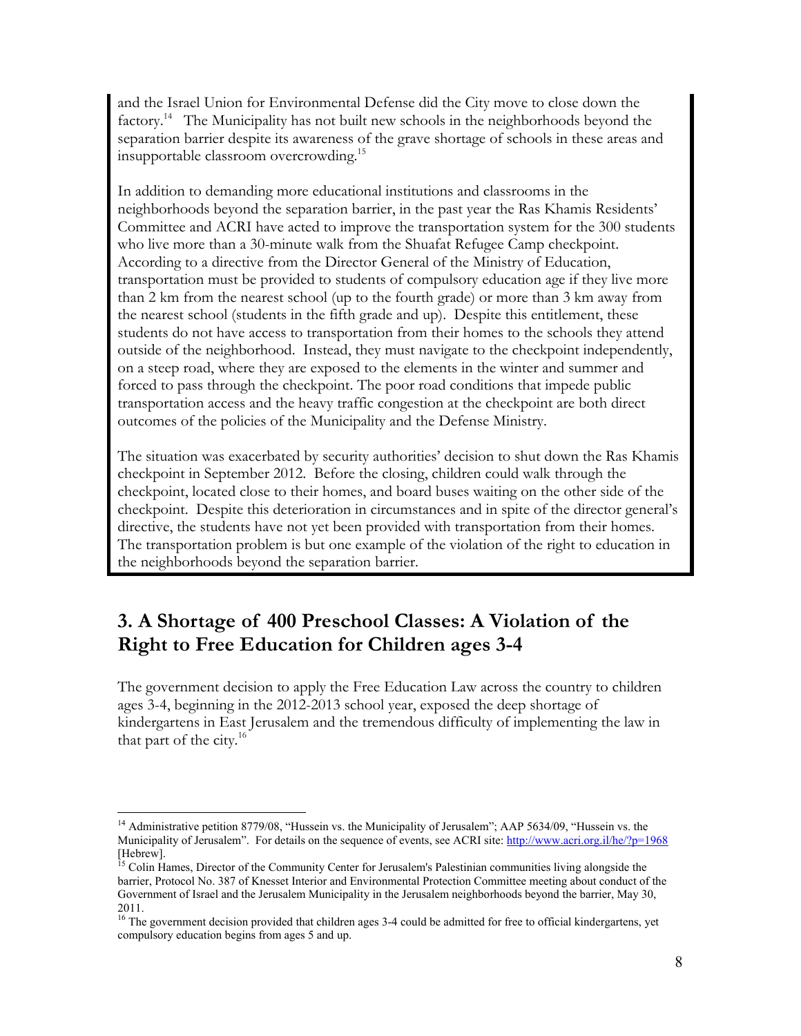and the Israel Union for Environmental Defense did the City move to close down the factory.[14] The Municipality has not built new schools in the neighborhoods beyond the separation barrier despite its awareness of the grave shortage of schools in these areas and insupportable classroom overcrowding.[15]

In addition to demanding more educational institutions and classrooms in the neighborhoods beyond the separation barrier, in the past year the Ras Khamis Residents' Committee and ACRI have acted to improve the transportation system for the 300 students who live more than a 30-minute walk from the Shuafat Refugee Camp checkpoint. According to a directive from the Director General of the Ministry of Education, transportation must be provided to students of compulsory education age if they live more than 2 km from the nearest school (up to the fourth grade) or more than 3 km away from the nearest school (students in the fifth grade and up). Despite this entitlement, these students do not have access to transportation from their homes to the schools they attend outside of the neighborhood. Instead, they must navigate to the checkpoint independently, on a steep road, where they are exposed to the elements in the winter and summer and forced to pass through the checkpoint. The poor road conditions that impede public transportation access and the heavy traffic congestion at the checkpoint are both direct outcomes of the policies of the Municipality and the Defense Ministry.

The situation was exacerbated by security authorities' decision to shut down the Ras Khamis checkpoint in September 2012. Before the closing, children could walk through the checkpoint, located close to their homes, and board buses waiting on the other side of the checkpoint. Despite this deterioration in circumstances and in spite of the director general's directive, the students have not yet been provided with transportation from their homes. The transportation problem is but one example of the violation of the right to education in the neighborhoods beyond the separation barrier.

## 3. A Shortage of 400 Preschool Classes: A Violation of the Right to Free Education for Children ages 3-4

The government decision to apply the Free Education Law across the country to children ages 3-4, beginning in the 2012-2013 school year, exposed the deep shortage of kindergartens in East Jerusalem and the tremendous difficulty of implementing the law in that part of the city.[16]

---

[14] Administrative petition 8779/08, "Hussein vs. the Municipality of Jerusalem"; AAP 5634/09, "Hussein vs. the Municipality of Jerusalem". For details on the sequence of events, see ACRI site: http://www.acri.org.il/he/?p=1968 [Hebrew].

[15] Colin Hames, Director of the Community Center for Jerusalem's Palestinian communities living alongside the barrier, Protocol No. 387 of Knesset Interior and Environmental Protection Committee meeting about conduct of the Government of Israel and the Jerusalem Municipality in the Jerusalem neighborhoods beyond the barrier, May 30, 2011.

[16] The government decision provided that children ages 3-4 could be admitted for free to official kindergartens, yet compulsory education begins from ages 5 and up.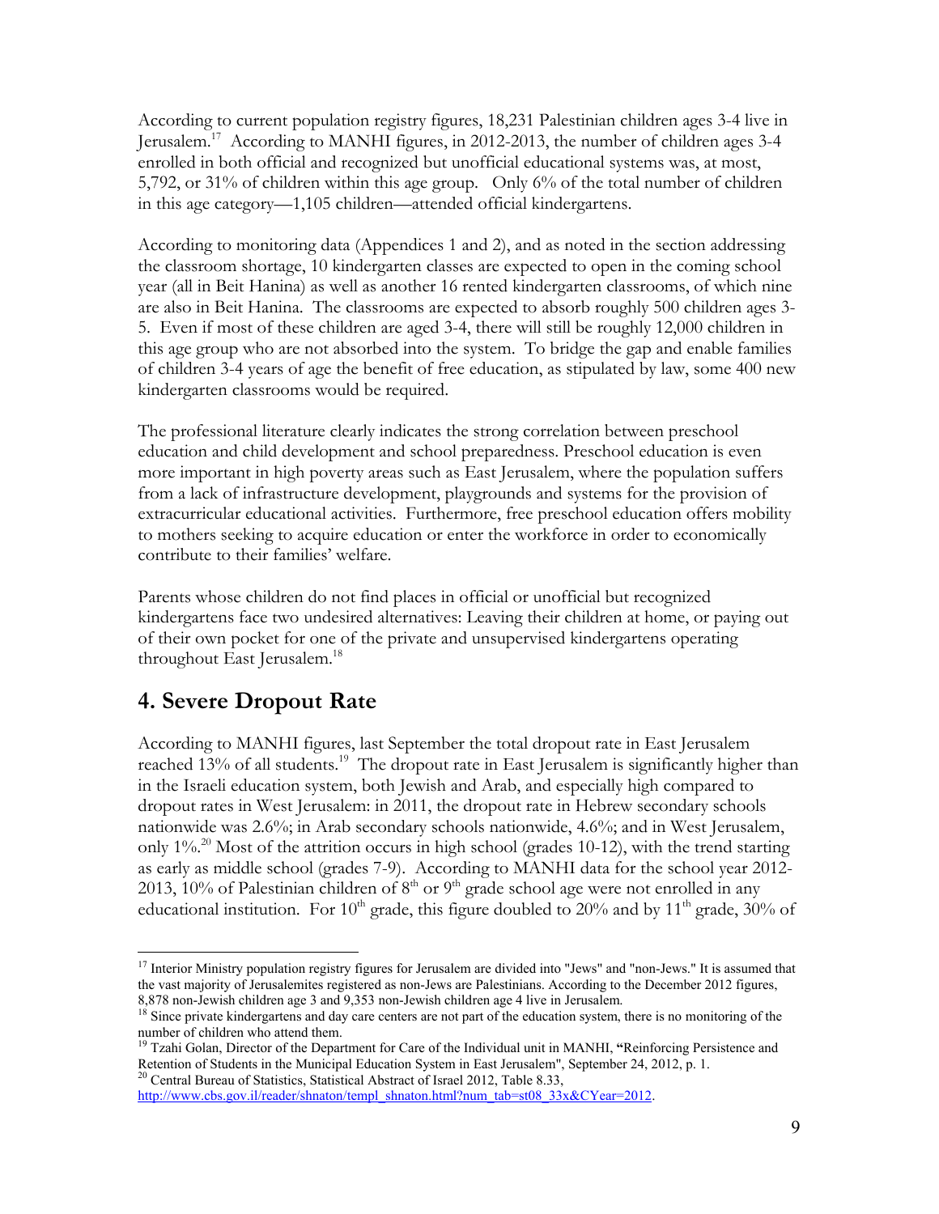According to current population registry figures, 18,231 Palestinian children ages 3-4 live in Jerusalem.[17] According to MANHI figures, in 2012-2013, the number of children ages 3-4 enrolled in both official and recognized but unofficial educational systems was, at most, 5,792, or 31% of children within this age group. Only 6% of the total number of children in this age category—1,105 children—attended official kindergartens.

According to monitoring data (Appendices 1 and 2), and as noted in the section addressing the classroom shortage, 10 kindergarten classes are expected to open in the coming school year (all in Beit Hanina) as well as another 16 rented kindergarten classrooms, of which nine are also in Beit Hanina. The classrooms are expected to absorb roughly 500 children ages 3-5. Even if most of these children are aged 3-4, there will still be roughly 12,000 children in this age group who are not absorbed into the system. To bridge the gap and enable families of children 3-4 years of age the benefit of free education, as stipulated by law, some 400 new kindergarten classrooms would be required.

The professional literature clearly indicates the strong correlation between preschool education and child development and school preparedness. Preschool education is even more important in high poverty areas such as East Jerusalem, where the population suffers from a lack of infrastructure development, playgrounds and systems for the provision of extracurricular educational activities. Furthermore, free preschool education offers mobility to mothers seeking to acquire education or enter the workforce in order to economically contribute to their families' welfare.

Parents whose children do not find places in official or unofficial but recognized kindergartens face two undesired alternatives: Leaving their children at home, or paying out of their own pocket for one of the private and unsupervised kindergartens operating throughout East Jerusalem.[18]

## 4. Severe Dropout Rate

According to MANHI figures, last September the total dropout rate in East Jerusalem reached 13% of all students.[19] The dropout rate in East Jerusalem is significantly higher than in the Israeli education system, both Jewish and Arab, and especially high compared to dropout rates in West Jerusalem: in 2011, the dropout rate in Hebrew secondary schools nationwide was 2.6%; in Arab secondary schools nationwide, 4.6%; and in West Jerusalem, only 1%.[20] Most of the attrition occurs in high school (grades 10-12), with the trend starting as early as middle school (grades 7-9). According to MANHI data for the school year 2012-2013, 10% of Palestinian children of 8th or 9th grade school age were not enrolled in any educational institution. For 10th grade, this figure doubled to 20% and by 11th grade, 30% of

---

[17] Interior Ministry population registry figures for Jerusalem are divided into "Jews" and "non-Jews." It is assumed that the vast majority of Jerusalemites registered as non-Jews are Palestinians. According to the December 2012 figures, 8,878 non-Jewish children age 3 and 9,353 non-Jewish children age 4 live in Jerusalem.

[18] Since private kindergartens and day care centers are not part of the education system, there is no monitoring of the number of children who attend them.

[19] Tzahi Golan, Director of the Department for Care of the Individual unit in MANHI, **"**Reinforcing Persistence and Retention of Students in the Municipal Education System in East Jerusalem", September 24, 2012, p. 1.

[20] Central Bureau of Statistics, Statistical Abstract of Israel 2012, Table 8.33, http://www.cbs.gov.il/reader/shnaton/templ_shnaton.html?num_tab=st08_33x&CYear=2012.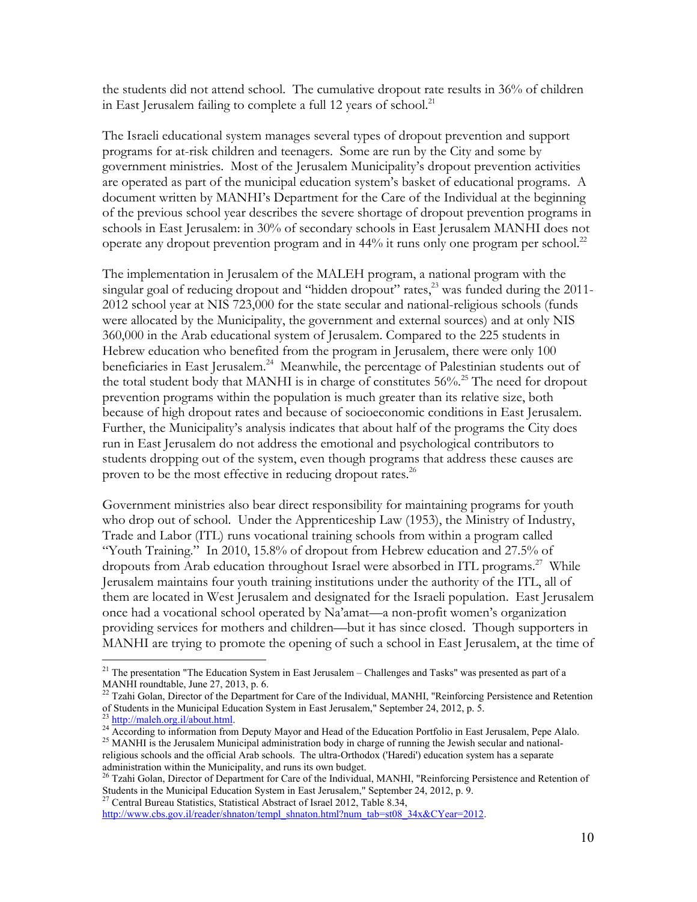the students did not attend school. The cumulative dropout rate results in 36% of children in East Jerusalem failing to complete a full 12 years of school.[21]

The Israeli educational system manages several types of dropout prevention and support programs for at-risk children and teenagers. Some are run by the City and some by government ministries. Most of the Jerusalem Municipality's dropout prevention activities are operated as part of the municipal education system's basket of educational programs. A document written by MANHI's Department for the Care of the Individual at the beginning of the previous school year describes the severe shortage of dropout prevention programs in schools in East Jerusalem: in 30% of secondary schools in East Jerusalem MANHI does not operate any dropout prevention program and in 44% it runs only one program per school.[22]

The implementation in Jerusalem of the MALEH program, a national program with the singular goal of reducing dropout and "hidden dropout" rates,[23] was funded during the 2011-2012 school year at NIS 723,000 for the state secular and national-religious schools (funds were allocated by the Municipality, the government and external sources) and at only NIS 360,000 in the Arab educational system of Jerusalem. Compared to the 225 students in Hebrew education who benefited from the program in Jerusalem, there were only 100 beneficiaries in East Jerusalem.[24] Meanwhile, the percentage of Palestinian students out of the total student body that MANHI is in charge of constitutes 56%.[25] The need for dropout prevention programs within the population is much greater than its relative size, both because of high dropout rates and because of socioeconomic conditions in East Jerusalem. Further, the Municipality's analysis indicates that about half of the programs the City does run in East Jerusalem do not address the emotional and psychological contributors to students dropping out of the system, even though programs that address these causes are proven to be the most effective in reducing dropout rates.[26]

Government ministries also bear direct responsibility for maintaining programs for youth who drop out of school. Under the Apprenticeship Law (1953), the Ministry of Industry, Trade and Labor (ITL) runs vocational training schools from within a program called "Youth Training." In 2010, 15.8% of dropout from Hebrew education and 27.5% of dropouts from Arab education throughout Israel were absorbed in ITL programs.[27] While Jerusalem maintains four youth training institutions under the authority of the ITL, all of them are located in West Jerusalem and designated for the Israeli population. East Jerusalem once had a vocational school operated by Na'amat—a non-profit women's organization providing services for mothers and children—but it has since closed. Though supporters in MANHI are trying to promote the opening of such a school in East Jerusalem, at the time of

---

[21] The presentation "The Education System in East Jerusalem – Challenges and Tasks" was presented as part of a MANHI roundtable, June 27, 2013, p. 6.

[22] Tzahi Golan, Director of the Department for Care of the Individual, MANHI, "Reinforcing Persistence and Retention of Students in the Municipal Education System in East Jerusalem," September 24, 2012, p. 5.

[23] http://maleh.org.il/about.html.

[24] According to information from Deputy Mayor and Head of the Education Portfolio in East Jerusalem, Pepe Alalo.

[25] MANHI is the Jerusalem Municipal administration body in charge of running the Jewish secular and national-religious schools and the official Arab schools. The ultra-Orthodox ('Haredi') education system has a separate administration within the Municipality, and runs its own budget.

[26] Tzahi Golan, Director of Department for Care of the Individual, MANHI, "Reinforcing Persistence and Retention of Students in the Municipal Education System in East Jerusalem," September 24, 2012, p. 9.

[27] Central Bureau Statistics, Statistical Abstract of Israel 2012, Table 8.34, http://www.cbs.gov.il/reader/shnaton/templ_shnaton.html?num_tab=st08_34x&CYear=2012.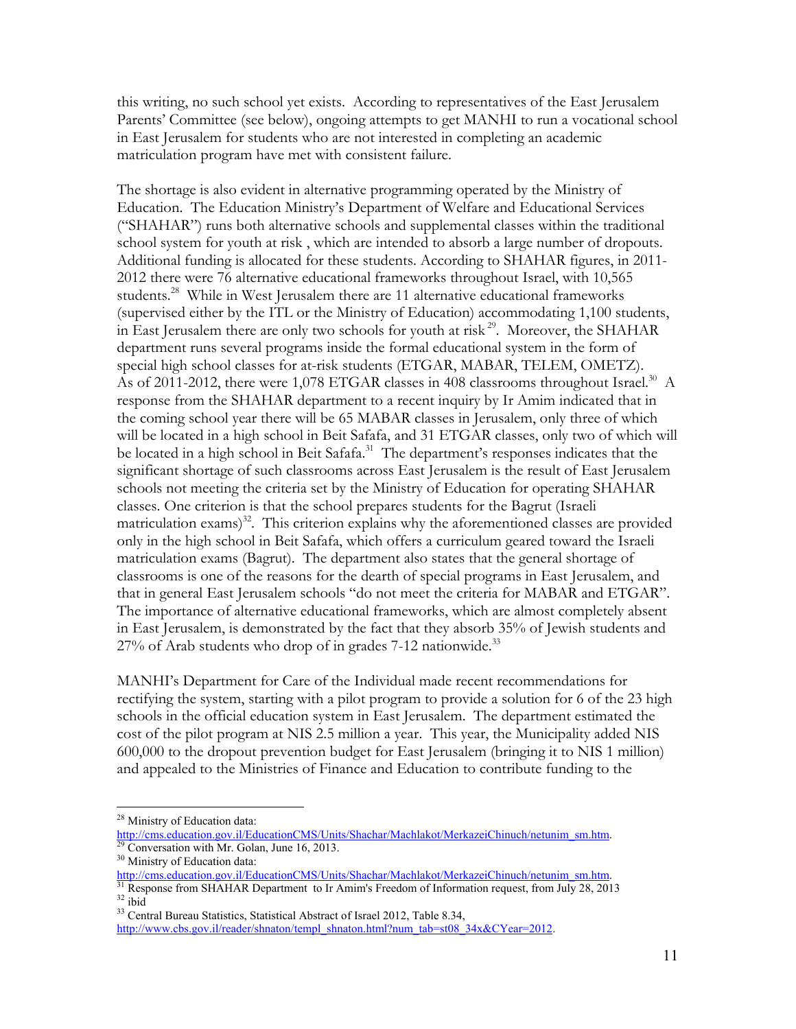this writing, no such school yet exists. According to representatives of the East Jerusalem Parents' Committee (see below), ongoing attempts to get MANHI to run a vocational school in East Jerusalem for students who are not interested in completing an academic matriculation program have met with consistent failure.

The shortage is also evident in alternative programming operated by the Ministry of Education. The Education Ministry's Department of Welfare and Educational Services ("SHAHAR") runs both alternative schools and supplemental classes within the traditional school system for youth at risk , which are intended to absorb a large number of dropouts. Additional funding is allocated for these students. According to SHAHAR figures, in 2011-2012 there were 76 alternative educational frameworks throughout Israel, with 10,565 students.[28] While in West Jerusalem there are 11 alternative educational frameworks (supervised either by the ITL or the Ministry of Education) accommodating 1,100 students, in East Jerusalem there are only two schools for youth at risk[29]. Moreover, the SHAHAR department runs several programs inside the formal educational system in the form of special high school classes for at-risk students (ETGAR, MABAR, TELEM, OMETZ). As of 2011-2012, there were 1,078 ETGAR classes in 408 classrooms throughout Israel.[30] A response from the SHAHAR department to a recent inquiry by Ir Amim indicated that in the coming school year there will be 65 MABAR classes in Jerusalem, only three of which will be located in a high school in Beit Safafa, and 31 ETGAR classes, only two of which will be located in a high school in Beit Safafa.[31] The department's responses indicates that the significant shortage of such classrooms across East Jerusalem is the result of East Jerusalem schools not meeting the criteria set by the Ministry of Education for operating SHAHAR classes. One criterion is that the school prepares students for the Bagrut (Israeli matriculation exams)[32]. This criterion explains why the aforementioned classes are provided only in the high school in Beit Safafa, which offers a curriculum geared toward the Israeli matriculation exams (Bagrut). The department also states that the general shortage of classrooms is one of the reasons for the dearth of special programs in East Jerusalem, and that in general East Jerusalem schools "do not meet the criteria for MABAR and ETGAR". The importance of alternative educational frameworks, which are almost completely absent in East Jerusalem, is demonstrated by the fact that they absorb 35% of Jewish students and 27% of Arab students who drop of in grades 7-12 nationwide.[33]

MANHI's Department for Care of the Individual made recent recommendations for rectifying the system, starting with a pilot program to provide a solution for 6 of the 23 high schools in the official education system in East Jerusalem. The department estimated the cost of the pilot program at NIS 2.5 million a year. This year, the Municipality added NIS 600,000 to the dropout prevention budget for East Jerusalem (bringing it to NIS 1 million) and appealed to the Ministries of Finance and Education to contribute funding to the

---

[28] Ministry of Education data: http://cms.education.gov.il/EducationCMS/Units/Shachar/Machlakot/MerkazeiChinuch/netunim_sm.htm.

[29] Conversation with Mr. Golan, June 16, 2013.

[30] Ministry of Education data: http://cms.education.gov.il/EducationCMS/Units/Shachar/Machlakot/MerkazeiChinuch/netunim_sm.htm.

[31] Response from SHAHAR Department to Ir Amim's Freedom of Information request, from July 28, 2013

[32] ibid

[33] Central Bureau Statistics, Statistical Abstract of Israel 2012, Table 8.34, http://www.cbs.gov.il/reader/shnaton/templ_shnaton.html?num_tab=st08_34x&CYear=2012.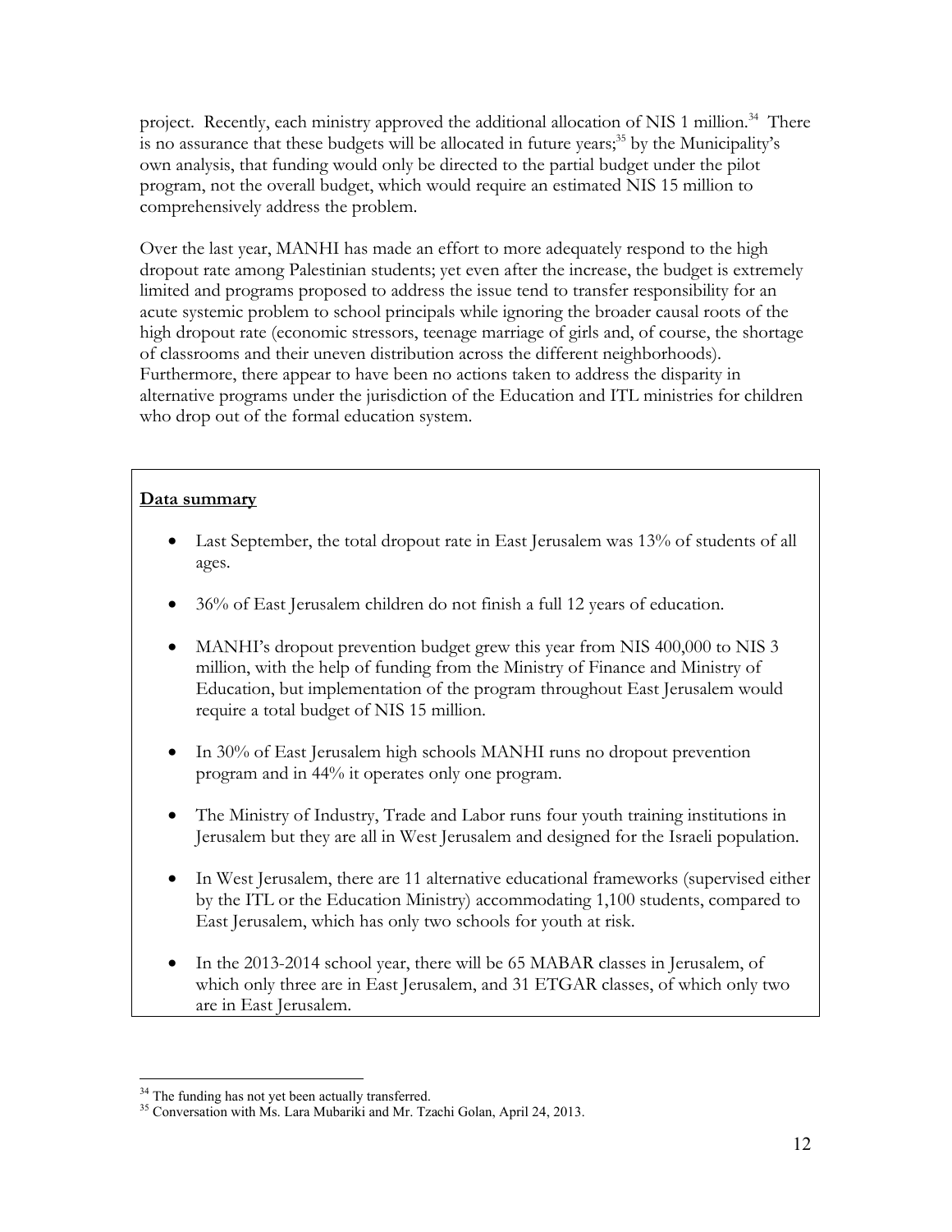project. Recently, each ministry approved the additional allocation of NIS 1 million.[34] There is no assurance that these budgets will be allocated in future years;[35] by the Municipality's own analysis, that funding would only be directed to the partial budget under the pilot program, not the overall budget, which would require an estimated NIS 15 million to comprehensively address the problem.

Over the last year, MANHI has made an effort to more adequately respond to the high dropout rate among Palestinian students; yet even after the increase, the budget is extremely limited and programs proposed to address the issue tend to transfer responsibility for an acute systemic problem to school principals while ignoring the broader causal roots of the high dropout rate (economic stressors, teenage marriage of girls and, of course, the shortage of classrooms and their uneven distribution across the different neighborhoods). Furthermore, there appear to have been no actions taken to address the disparity in alternative programs under the jurisdiction of the Education and ITL ministries for children who drop out of the formal education system.

**Data summary**

- Last September, the total dropout rate in East Jerusalem was 13% of students of all ages.
- 36% of East Jerusalem children do not finish a full 12 years of education.
- MANHI's dropout prevention budget grew this year from NIS 400,000 to NIS 3 million, with the help of funding from the Ministry of Finance and Ministry of Education, but implementation of the program throughout East Jerusalem would require a total budget of NIS 15 million.
- In 30% of East Jerusalem high schools MANHI runs no dropout prevention program and in 44% it operates only one program.
- The Ministry of Industry, Trade and Labor runs four youth training institutions in Jerusalem but they are all in West Jerusalem and designed for the Israeli population.
- In West Jerusalem, there are 11 alternative educational frameworks (supervised either by the ITL or the Education Ministry) accommodating 1,100 students, compared to East Jerusalem, which has only two schools for youth at risk.
- In the 2013-2014 school year, there will be 65 MABAR classes in Jerusalem, of which only three are in East Jerusalem, and 31 ETGAR classes, of which only two are in East Jerusalem.

---

[34] The funding has not yet been actually transferred.

[35] Conversation with Ms. Lara Mubariki and Mr. Tzachi Golan, April 24, 2013.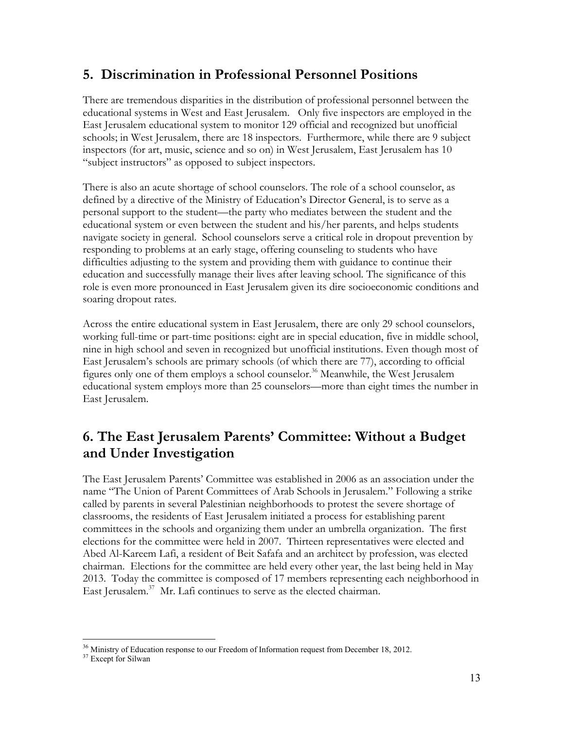## 5. Discrimination in Professional Personnel Positions

There are tremendous disparities in the distribution of professional personnel between the educational systems in West and East Jerusalem. Only five inspectors are employed in the East Jerusalem educational system to monitor 129 official and recognized but unofficial schools; in West Jerusalem, there are 18 inspectors. Furthermore, while there are 9 subject inspectors (for art, music, science and so on) in West Jerusalem, East Jerusalem has 10 "subject instructors" as opposed to subject inspectors.

There is also an acute shortage of school counselors. The role of a school counselor, as defined by a directive of the Ministry of Education's Director General, is to serve as a personal support to the student—the party who mediates between the student and the educational system or even between the student and his/her parents, and helps students navigate society in general. School counselors serve a critical role in dropout prevention by responding to problems at an early stage, offering counseling to students who have difficulties adjusting to the system and providing them with guidance to continue their education and successfully manage their lives after leaving school. The significance of this role is even more pronounced in East Jerusalem given its dire socioeconomic conditions and soaring dropout rates.

Across the entire educational system in East Jerusalem, there are only 29 school counselors, working full-time or part-time positions: eight are in special education, five in middle school, nine in high school and seven in recognized but unofficial institutions. Even though most of East Jerusalem's schools are primary schools (of which there are 77), according to official figures only one of them employs a school counselor.[36] Meanwhile, the West Jerusalem educational system employs more than 25 counselors—more than eight times the number in East Jerusalem.

## 6. The East Jerusalem Parents' Committee: Without a Budget and Under Investigation

The East Jerusalem Parents' Committee was established in 2006 as an association under the name "The Union of Parent Committees of Arab Schools in Jerusalem." Following a strike called by parents in several Palestinian neighborhoods to protest the severe shortage of classrooms, the residents of East Jerusalem initiated a process for establishing parent committees in the schools and organizing them under an umbrella organization. The first elections for the committee were held in 2007. Thirteen representatives were elected and Abed Al-Kareem Lafi, a resident of Beit Safafa and an architect by profession, was elected chairman. Elections for the committee are held every other year, the last being held in May 2013. Today the committee is composed of 17 members representing each neighborhood in East Jerusalem.[37] Mr. Lafi continues to serve as the elected chairman.

---

[36] Ministry of Education response to our Freedom of Information request from December 18, 2012.

[37] Except for Silwan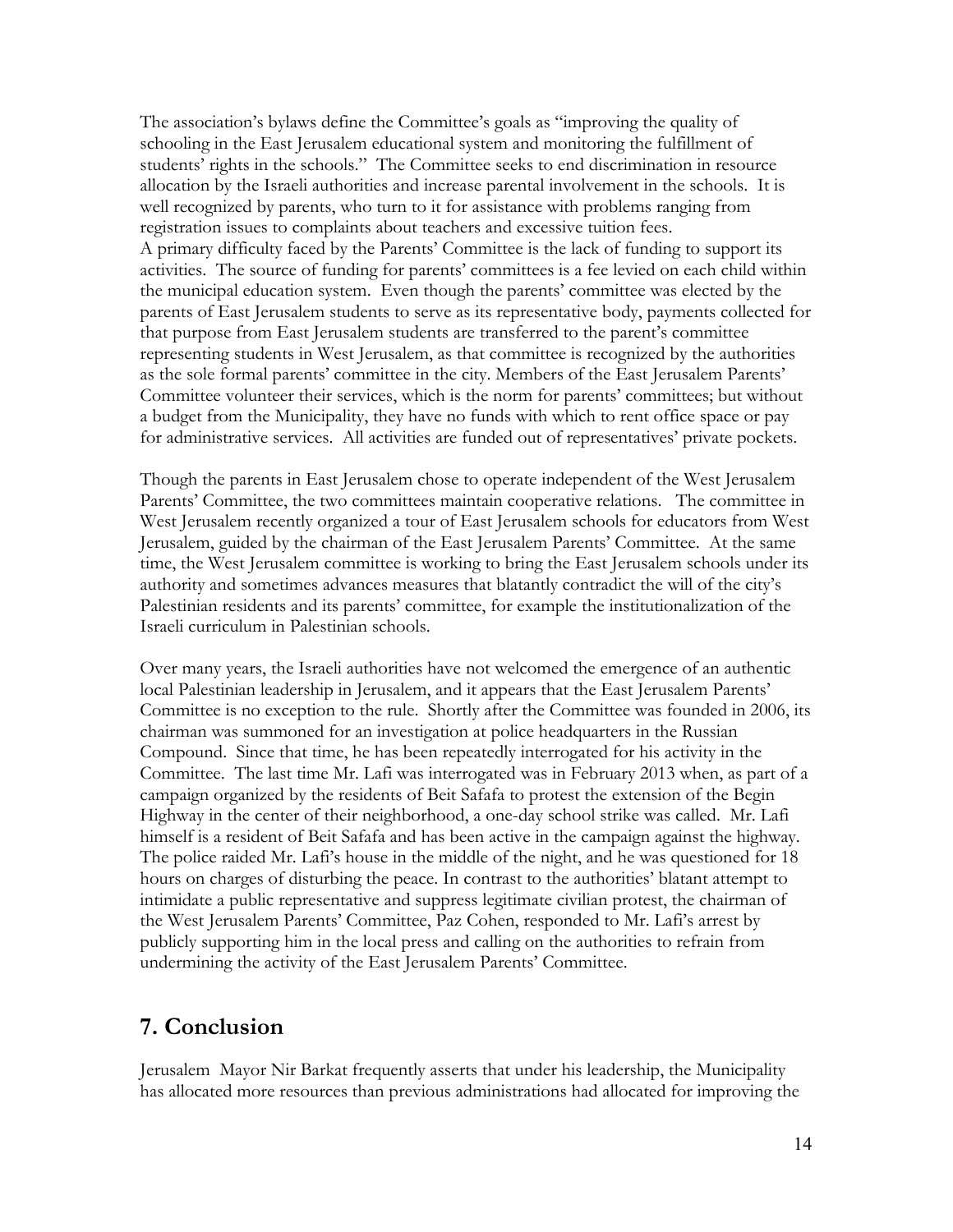The association's bylaws define the Committee's goals as "improving the quality of schooling in the East Jerusalem educational system and monitoring the fulfillment of students' rights in the schools." The Committee seeks to end discrimination in resource allocation by the Israeli authorities and increase parental involvement in the schools. It is well recognized by parents, who turn to it for assistance with problems ranging from registration issues to complaints about teachers and excessive tuition fees.

A primary difficulty faced by the Parents' Committee is the lack of funding to support its activities. The source of funding for parents' committees is a fee levied on each child within the municipal education system. Even though the parents' committee was elected by the parents of East Jerusalem students to serve as its representative body, payments collected for that purpose from East Jerusalem students are transferred to the parent's committee representing students in West Jerusalem, as that committee is recognized by the authorities as the sole formal parents' committee in the city. Members of the East Jerusalem Parents' Committee volunteer their services, which is the norm for parents' committees; but without a budget from the Municipality, they have no funds with which to rent office space or pay for administrative services. All activities are funded out of representatives' private pockets.

Though the parents in East Jerusalem chose to operate independent of the West Jerusalem Parents' Committee, the two committees maintain cooperative relations. The committee in West Jerusalem recently organized a tour of East Jerusalem schools for educators from West Jerusalem, guided by the chairman of the East Jerusalem Parents' Committee. At the same time, the West Jerusalem committee is working to bring the East Jerusalem schools under its authority and sometimes advances measures that blatantly contradict the will of the city's Palestinian residents and its parents' committee, for example the institutionalization of the Israeli curriculum in Palestinian schools.

Over many years, the Israeli authorities have not welcomed the emergence of an authentic local Palestinian leadership in Jerusalem, and it appears that the East Jerusalem Parents' Committee is no exception to the rule. Shortly after the Committee was founded in 2006, its chairman was summoned for an investigation at police headquarters in the Russian Compound. Since that time, he has been repeatedly interrogated for his activity in the Committee. The last time Mr. Lafi was interrogated was in February 2013 when, as part of a campaign organized by the residents of Beit Safafa to protest the extension of the Begin Highway in the center of their neighborhood, a one-day school strike was called. Mr. Lafi himself is a resident of Beit Safafa and has been active in the campaign against the highway. The police raided Mr. Lafi's house in the middle of the night, and he was questioned for 18 hours on charges of disturbing the peace. In contrast to the authorities' blatant attempt to intimidate a public representative and suppress legitimate civilian protest, the chairman of the West Jerusalem Parents' Committee, Paz Cohen, responded to Mr. Lafi's arrest by publicly supporting him in the local press and calling on the authorities to refrain from undermining the activity of the East Jerusalem Parents' Committee.

## 7. Conclusion

Jerusalem Mayor Nir Barkat frequently asserts that under his leadership, the Municipality has allocated more resources than previous administrations had allocated for improving the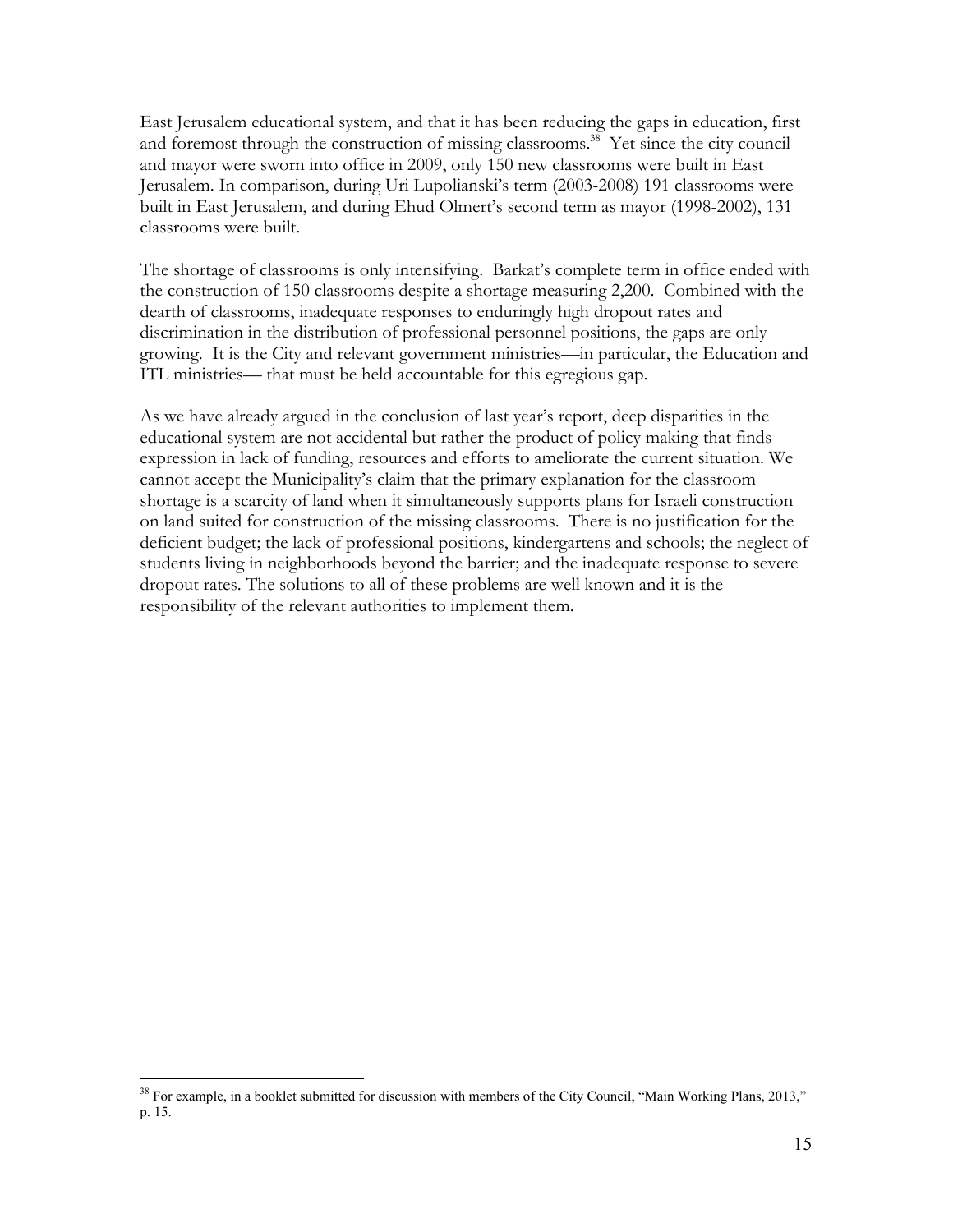East Jerusalem educational system, and that it has been reducing the gaps in education, first and foremost through the construction of missing classrooms.[38] Yet since the city council and mayor were sworn into office in 2009, only 150 new classrooms were built in East Jerusalem. In comparison, during Uri Lupolianski's term (2003-2008) 191 classrooms were built in East Jerusalem, and during Ehud Olmert's second term as mayor (1998-2002), 131 classrooms were built.

The shortage of classrooms is only intensifying. Barkat's complete term in office ended with the construction of 150 classrooms despite a shortage measuring 2,200. Combined with the dearth of classrooms, inadequate responses to enduringly high dropout rates and discrimination in the distribution of professional personnel positions, the gaps are only growing. It is the City and relevant government ministries—in particular, the Education and ITL ministries— that must be held accountable for this egregious gap.

As we have already argued in the conclusion of last year's report, deep disparities in the educational system are not accidental but rather the product of policy making that finds expression in lack of funding, resources and efforts to ameliorate the current situation. We cannot accept the Municipality's claim that the primary explanation for the classroom shortage is a scarcity of land when it simultaneously supports plans for Israeli construction on land suited for construction of the missing classrooms. There is no justification for the deficient budget; the lack of professional positions, kindergartens and schools; the neglect of students living in neighborhoods beyond the barrier; and the inadequate response to severe dropout rates. The solutions to all of these problems are well known and it is the responsibility of the relevant authorities to implement them.

---

[38] For example, in a booklet submitted for discussion with members of the City Council, "Main Working Plans, 2013," p. 15.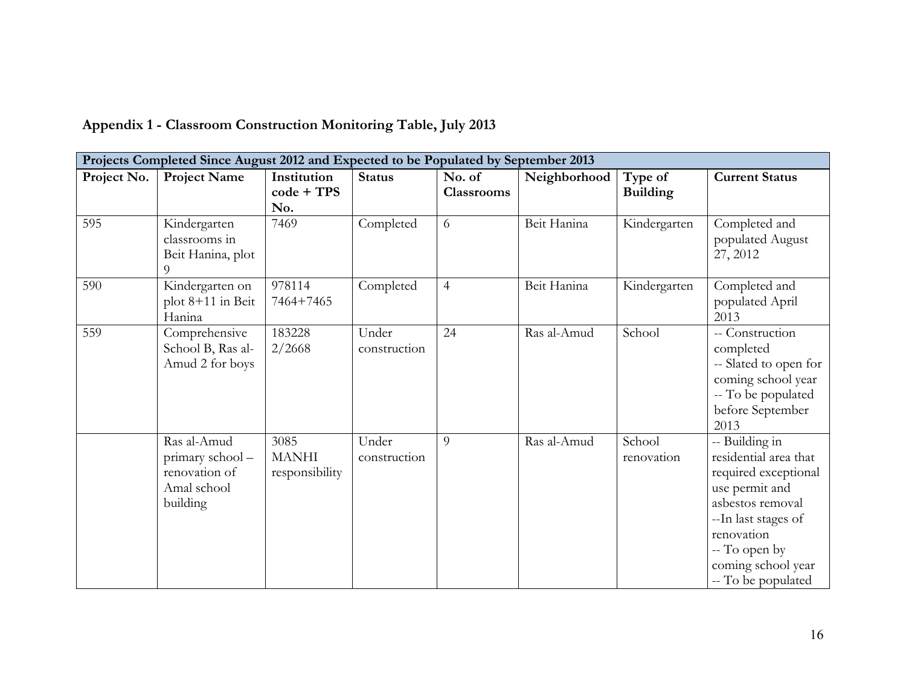## Appendix 1 - Classroom Construction Monitoring Table, July 2013

| Projects Completed Since August 2012 and Expected to be Populated by September 2013 | | | | | | | |
|---|---|---|---|---|---|---|---|
| **Project No.** | **Project Name** | **Institution code + TPS No.** | **Status** | **No. of Classrooms** | **Neighborhood** | **Type of Building** | **Current Status** |
| 595 | Kindergarten classrooms in Beit Hanina, plot 9 | 7469 | Completed | 6 | Beit Hanina | Kindergarten | Completed and populated August 27, 2012 |
| 590 | Kindergarten on plot 8+11 in Beit Hanina | 978114 7464+7465 | Completed | 4 | Beit Hanina | Kindergarten | Completed and populated April 2013 |
| 559 | Comprehensive School B, Ras al-Amud 2 for boys | 183228 2/2668 | Under construction | 24 | Ras al-Amud | School | -- Construction completed<br>-- Slated to open for coming school year<br>-- To be populated before September 2013 |
| | Ras al-Amud primary school – renovation of Amal school building | 3085 MANHI responsibility | Under construction | 9 | Ras al-Amud | School renovation | -- Building in residential area that required exceptional use permit and asbestos removal<br>--In last stages of renovation<br>-- To open by coming school year<br>-- To be populated |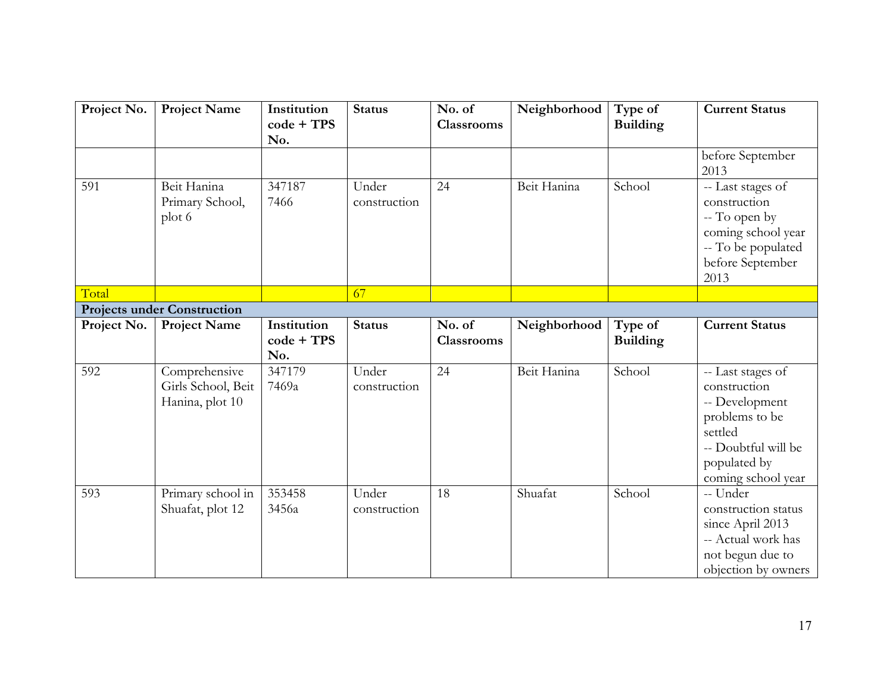| Project No. | Project Name | Institution code + TPS No. | Status | No. of Classrooms | Neighborhood | Type of Building | Current Status |
|---|---|---|---|---|---|---|---|
| | | | | | | | before September 2013 |
| 591 | Beit Hanina Primary School, plot 6 | 347187 7466 | Under construction | 24 | Beit Hanina | School | -- Last stages of construction -- To open by coming school year -- To be populated before September 2013 |
| Total | | | 67 | | | | |

**Projects under Construction**

| Project No. | Project Name | Institution code + TPS No. | Status | No. of Classrooms | Neighborhood | Type of Building | Current Status |
|---|---|---|---|---|---|---|---|
| 592 | Comprehensive Girls School, Beit Hanina, plot 10 | 347179 7469a | Under construction | 24 | Beit Hanina | School | -- Last stages of construction -- Development problems to be settled -- Doubtful will be populated by coming school year |
| 593 | Primary school in Shuafat, plot 12 | 353458 3456a | Under construction | 18 | Shuafat | School | -- Under construction status since April 2013 -- Actual work has not begun due to objection by owners |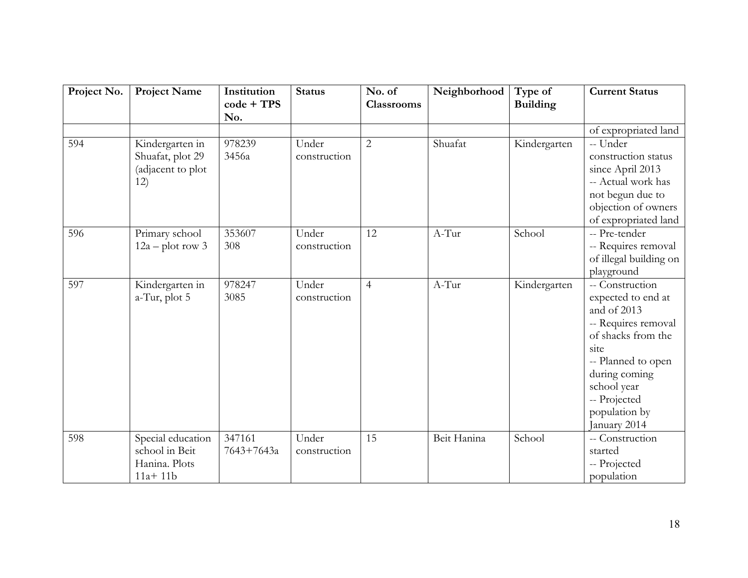| Project No. | Project Name | Institution code + TPS No. | Status | No. of Classrooms | Neighborhood | Type of Building | Current Status |
|---|---|---|---|---|---|---|---|
| | | | | | | | of expropriated land |
| 594 | Kindergarten in Shuafat, plot 29 (adjacent to plot 12) | 978239 3456a | Under construction | 2 | Shuafat | Kindergarten | -- Under construction status since April 2013 -- Actual work has not begun due to objection of owners of expropriated land |
| 596 | Primary school 12a – plot row 3 | 353607 308 | Under construction | 12 | A-Tur | School | -- Pre-tender -- Requires removal of illegal building on playground |
| 597 | Kindergarten in a-Tur, plot 5 | 978247 3085 | Under construction | 4 | A-Tur | Kindergarten | -- Construction expected to end at and of 2013 -- Requires removal of shacks from the site -- Planned to open during coming school year -- Projected population by January 2014 |
| 598 | Special education school in Beit Hanina. Plots 11a+ 11b | 347161 7643+7643a | Under construction | 15 | Beit Hanina | School | -- Construction started -- Projected population |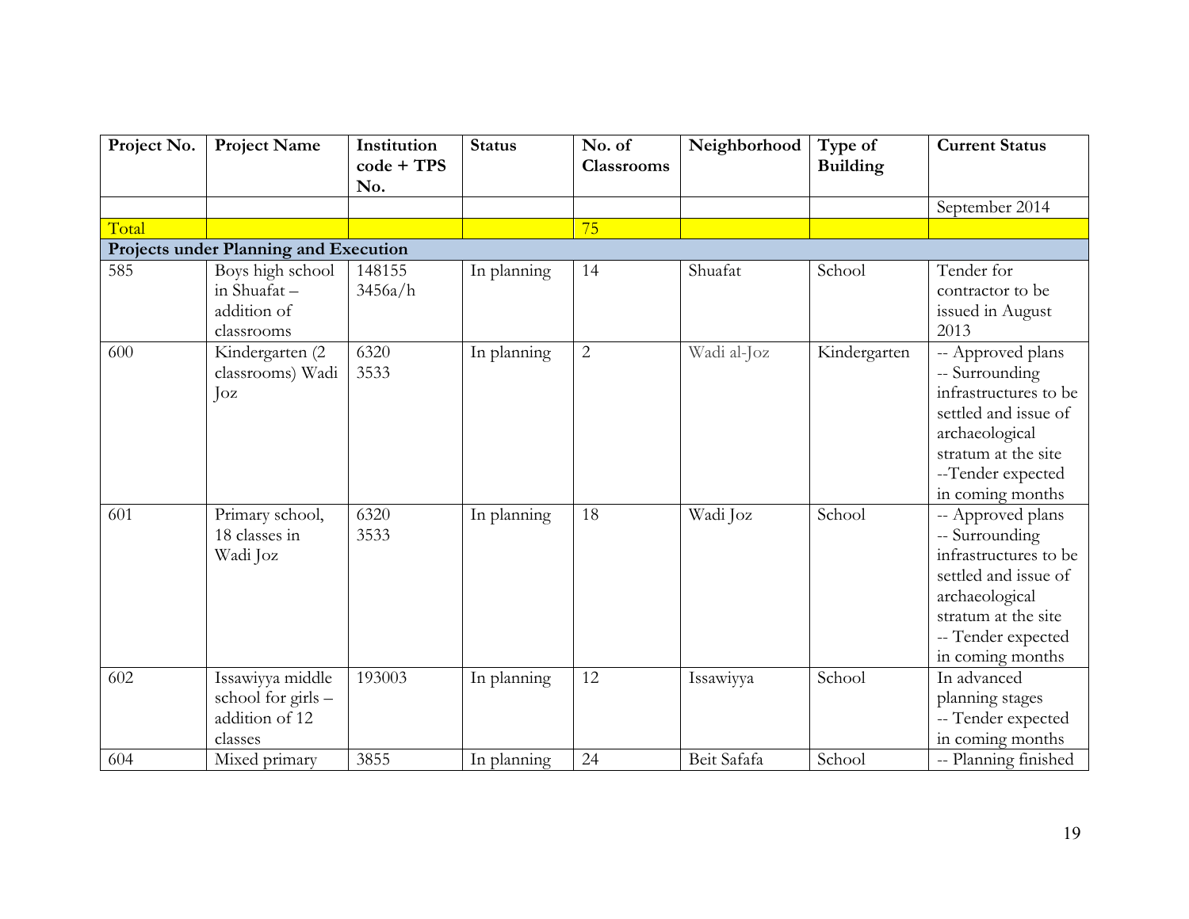| Project No. | Project Name | Institution code + TPS No. | Status | No. of Classrooms | Neighborhood | Type of Building | Current Status |
|---|---|---|---|---|---|---|---|
| | | | | | | | September 2014 |
| Total | | | | 75 | | | |
| **Projects under Planning and Execution** | | | | | | | |
| 585 | Boys high school in Shuafat – addition of classrooms | 148155 3456a/h | In planning | 14 | Shuafat | School | Tender for contractor to be issued in August 2013 |
| 600 | Kindergarten (2 classrooms) Wadi Joz | 6320 3533 | In planning | 2 | Wadi al-Joz | Kindergarten | -- Approved plans -- Surrounding infrastructures to be settled and issue of archaeological stratum at the site --Tender expected in coming months |
| 601 | Primary school, 18 classes in Wadi Joz | 6320 3533 | In planning | 18 | Wadi Joz | School | -- Approved plans -- Surrounding infrastructures to be settled and issue of archaeological stratum at the site -- Tender expected in coming months |
| 602 | Issawiyya middle school for girls – addition of 12 classes | 193003 | In planning | 12 | Issawiyya | School | In advanced planning stages -- Tender expected in coming months |
| 604 | Mixed primary | 3855 | In planning | 24 | Beit Safafa | School | -- Planning finished |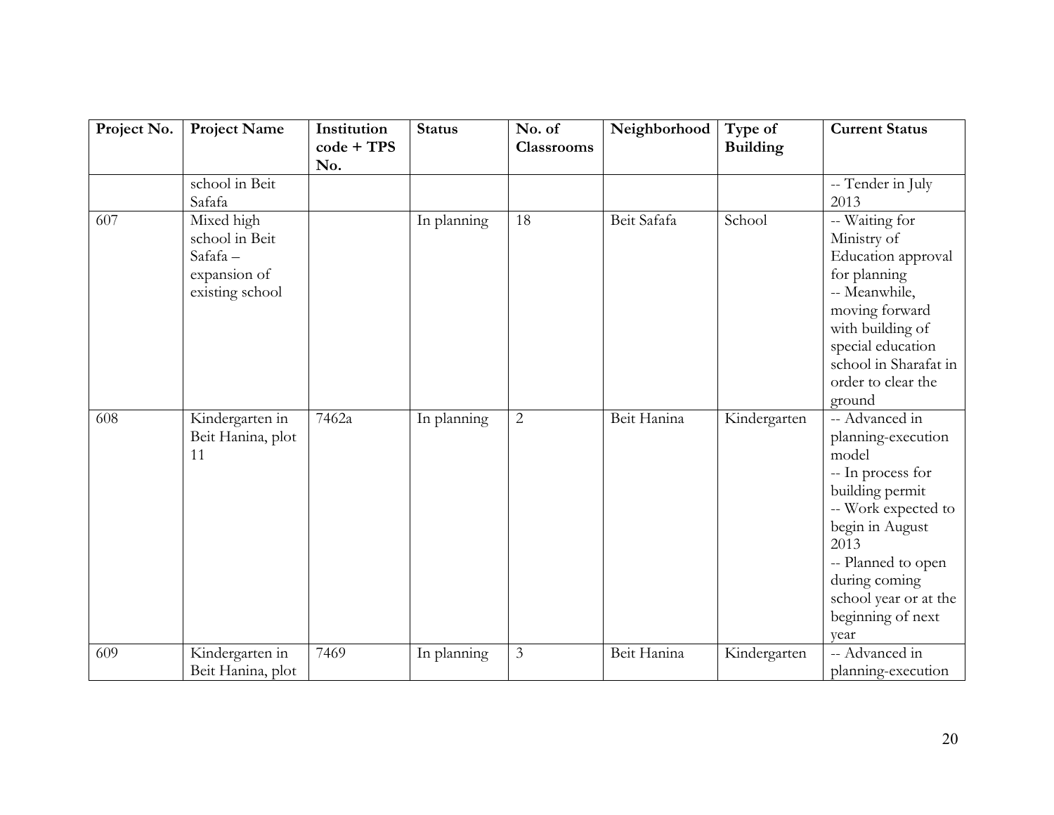| Project No. | Project Name | Institution code + TPS No. | Status | No. of Classrooms | Neighborhood | Type of Building | Current Status |
|---|---|---|---|---|---|---|---|
| | school in Beit Safafa | | | | | | -- Tender in July 2013 |
| 607 | Mixed high school in Beit Safafa – expansion of existing school | | In planning | 18 | Beit Safafa | School | -- Waiting for Ministry of Education approval for planning<br>-- Meanwhile, moving forward with building of special education school in Sharafat in order to clear the ground |
| 608 | Kindergarten in Beit Hanina, plot 11 | 7462a | In planning | 2 | Beit Hanina | Kindergarten | -- Advanced in planning-execution model<br>-- In process for building permit<br>-- Work expected to begin in August 2013<br>-- Planned to open during coming school year or at the beginning of next year |
| 609 | Kindergarten in Beit Hanina, plot | 7469 | In planning | 3 | Beit Hanina | Kindergarten | -- Advanced in planning-execution |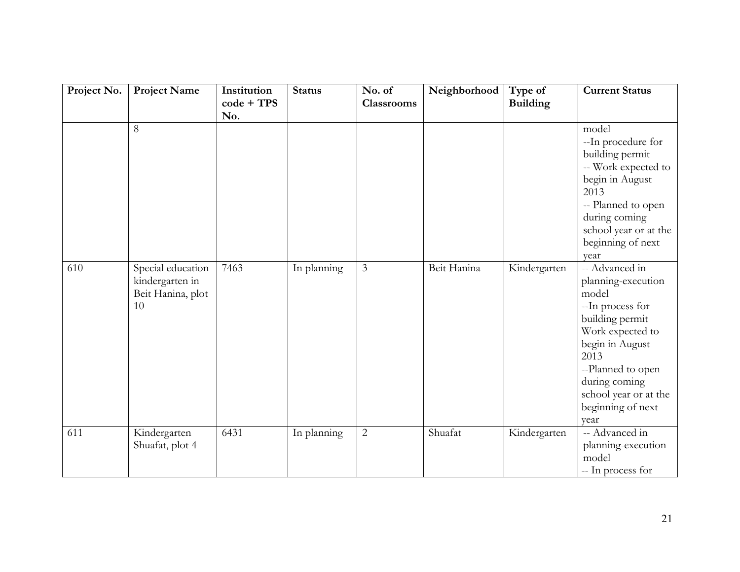| Project No. | Project Name | Institution code + TPS No. | Status | No. of Classrooms | Neighborhood | Type of Building | Current Status |
|---|---|---|---|---|---|---|---|
| | 8 | | | | | | model<br>--In procedure for building permit<br>-- Work expected to begin in August 2013<br>-- Planned to open during coming school year or at the beginning of next year |
| 610 | Special education kindergarten in Beit Hanina, plot 10 | 7463 | In planning | 3 | Beit Hanina | Kindergarten | -- Advanced in planning-execution model<br>--In process for building permit<br>Work expected to begin in August 2013<br>--Planned to open during coming school year or at the beginning of next year |
| 611 | Kindergarten Shuafat, plot 4 | 6431 | In planning | 2 | Shuafat | Kindergarten | -- Advanced in planning-execution model<br>-- In process for |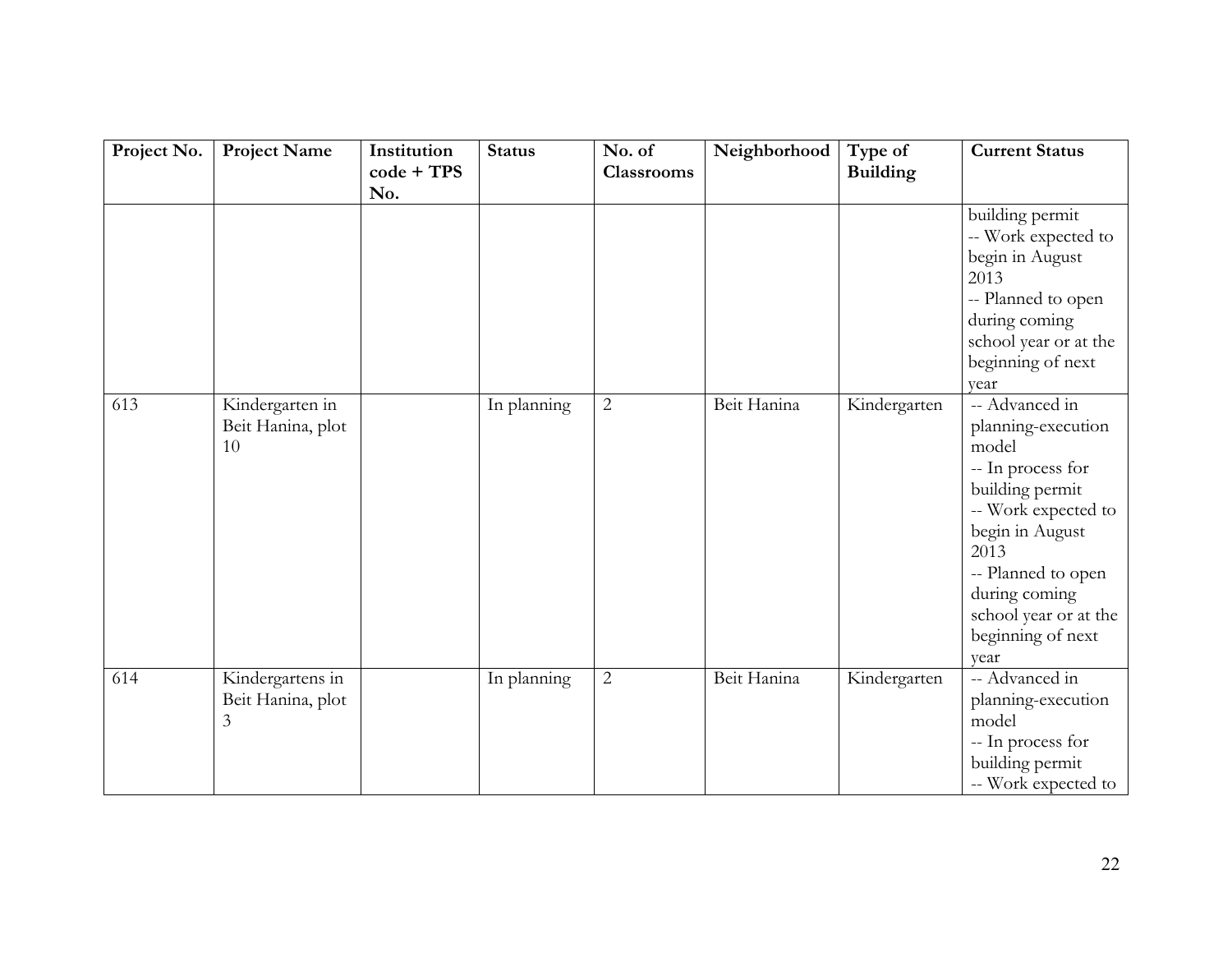| Project No. | Project Name | Institution code + TPS No. | Status | No. of Classrooms | Neighborhood | Type of Building | Current Status |
|---|---|---|---|---|---|---|---|
| | | | | | | | building permit<br>-- Work expected to begin in August 2013<br>-- Planned to open during coming school year or at the beginning of next year |
| 613 | Kindergarten in Beit Hanina, plot 10 | | In planning | 2 | Beit Hanina | Kindergarten | -- Advanced in planning-execution model<br>-- In process for building permit<br>-- Work expected to begin in August 2013<br>-- Planned to open during coming school year or at the beginning of next year |
| 614 | Kindergartens in Beit Hanina, plot 3 | | In planning | 2 | Beit Hanina | Kindergarten | -- Advanced in planning-execution model<br>-- In process for building permit<br>-- Work expected to |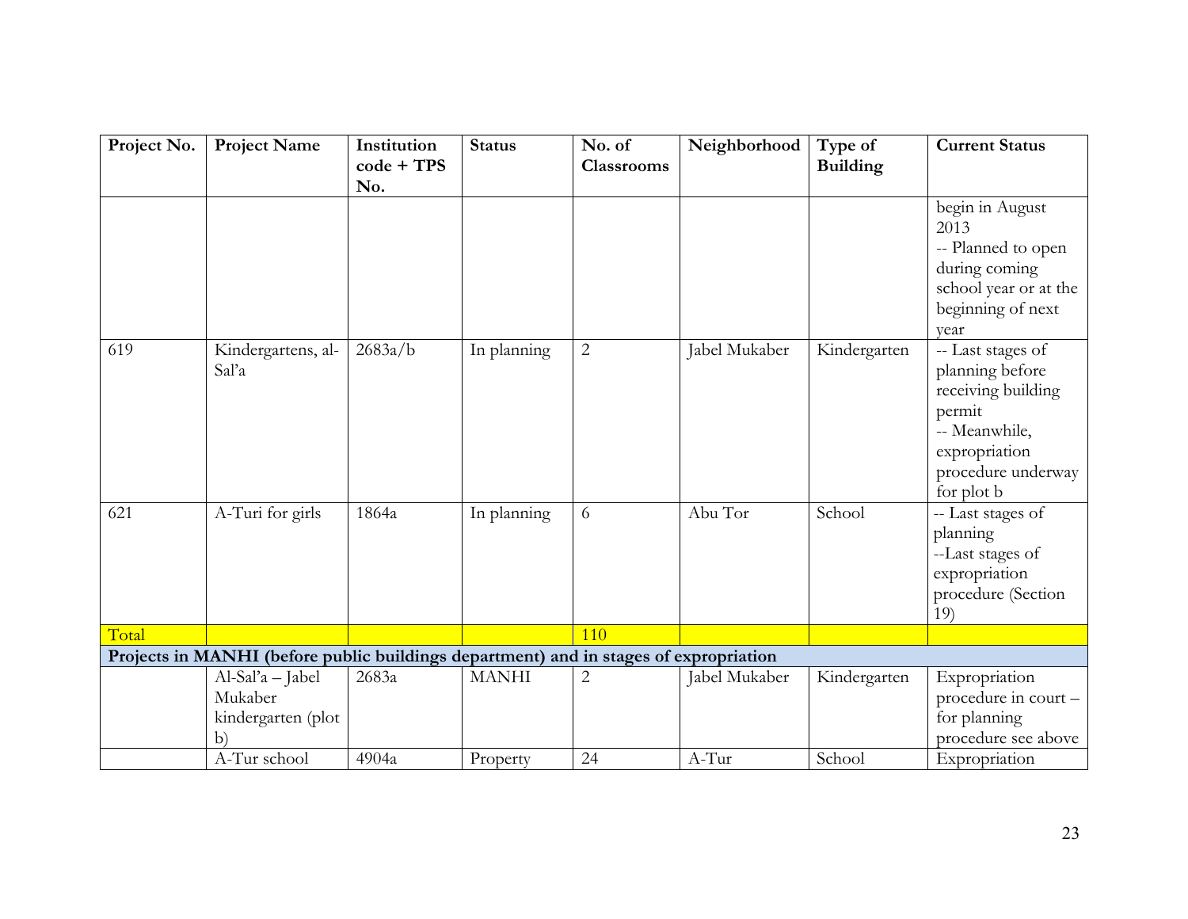| Project No. | Project Name | Institution code + TPS No. | Status | No. of Classrooms | Neighborhood | Type of Building | Current Status |
|---|---|---|---|---|---|---|---|
| | | | | | | | begin in August 2013 -- Planned to open during coming school year or at the beginning of next year |
| 619 | Kindergartens, al-Sal'a | 2683a/b | In planning | 2 | Jabel Mukaber | Kindergarten | -- Last stages of planning before receiving building permit -- Meanwhile, expropriation procedure underway for plot b |
| 621 | A-Turi for girls | 1864a | In planning | 6 | Abu Tor | School | -- Last stages of planning --Last stages of expropriation procedure (Section 19) |
| Total | | | | 110 | | | |
| **Projects in MANHI (before public buildings department) and in stages of expropriation** | | | | | | | |
| | Al-Sal'a – Jabel Mukaber kindergarten (plot b) | 2683a | MANHI | 2 | Jabel Mukaber | Kindergarten | Expropriation procedure in court – for planning procedure see above |
| | A-Tur school | 4904a | Property | 24 | A-Tur | School | Expropriation |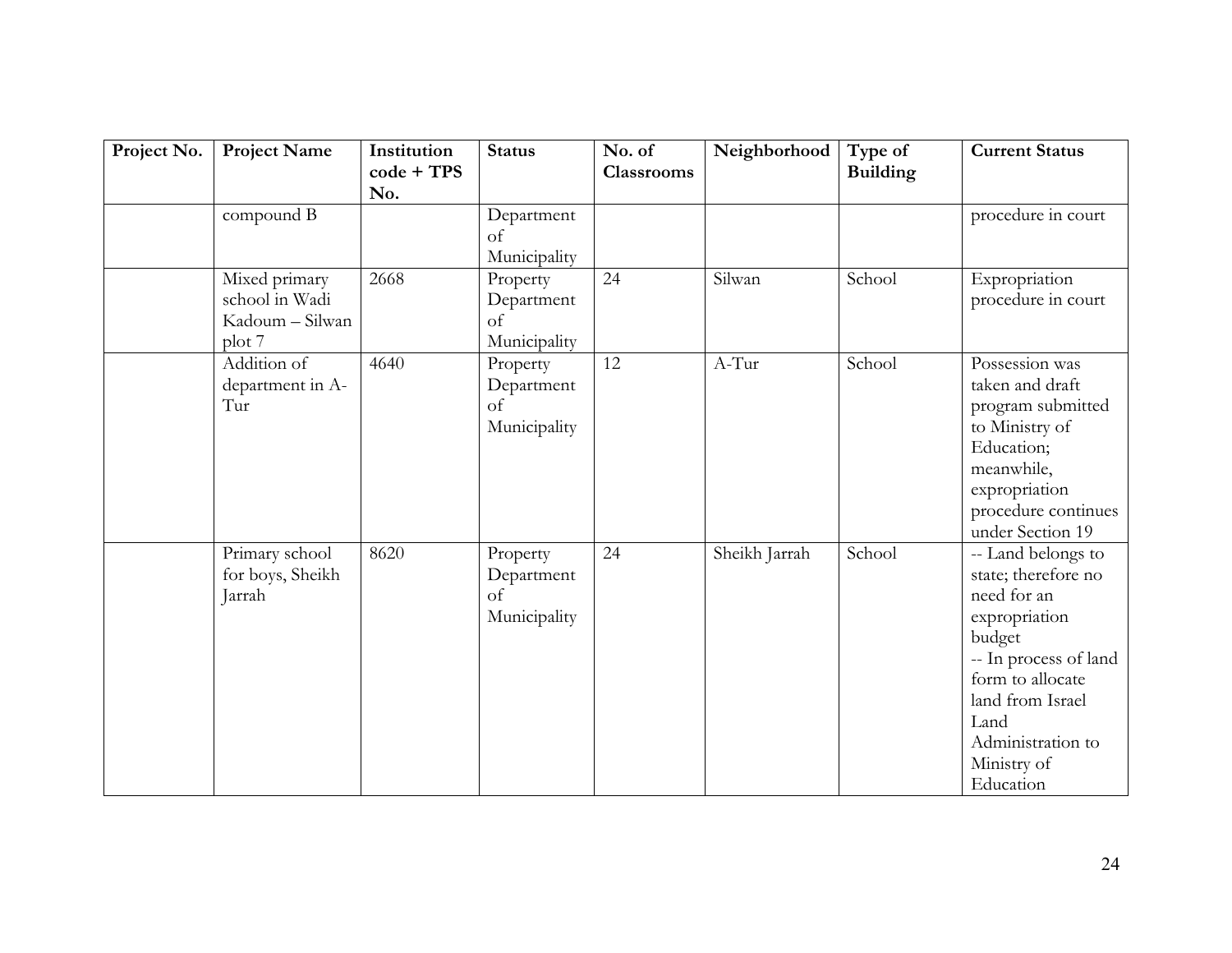| Project No. | Project Name | Institution code + TPS No. | Status | No. of Classrooms | Neighborhood | Type of Building | Current Status |
|---|---|---|---|---|---|---|---|
| | compound B | | Department of Municipality | | | | procedure in court |
| | Mixed primary school in Wadi Kadoum – Silwan plot 7 | 2668 | Property Department of Municipality | 24 | Silwan | School | Expropriation procedure in court |
| | Addition of department in A-Tur | 4640 | Property Department of Municipality | 12 | A-Tur | School | Possession was taken and draft program submitted to Ministry of Education; meanwhile, expropriation procedure continues under Section 19 |
| | Primary school for boys, Sheikh Jarrah | 8620 | Property Department of Municipality | 24 | Sheikh Jarrah | School | -- Land belongs to state; therefore no need for an expropriation budget<br>-- In process of land form to allocate land from Israel Land Administration to Ministry of Education |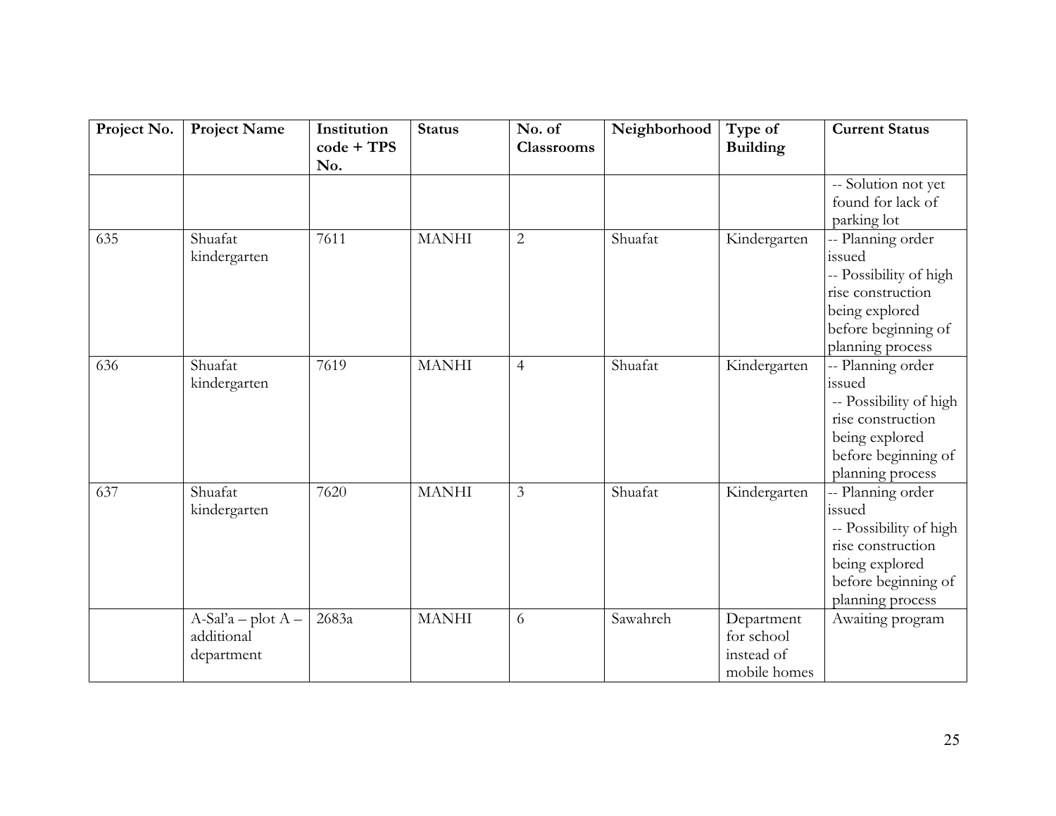| Project No. | Project Name | Institution code + TPS No. | Status | No. of Classrooms | Neighborhood | Type of Building | Current Status |
|---|---|---|---|---|---|---|---|
| | | | | | | | -- Solution not yet found for lack of parking lot |
| 635 | Shuafat kindergarten | 7611 | MANHI | 2 | Shuafat | Kindergarten | -- Planning order issued<br>-- Possibility of high rise construction being explored before beginning of planning process |
| 636 | Shuafat kindergarten | 7619 | MANHI | 4 | Shuafat | Kindergarten | -- Planning order issued<br>-- Possibility of high rise construction being explored before beginning of planning process |
| 637 | Shuafat kindergarten | 7620 | MANHI | 3 | Shuafat | Kindergarten | -- Planning order issued<br>-- Possibility of high rise construction being explored before beginning of planning process |
| | A-Sal'a – plot A – additional department | 2683a | MANHI | 6 | Sawahreh | Department for school instead of mobile homes | Awaiting program |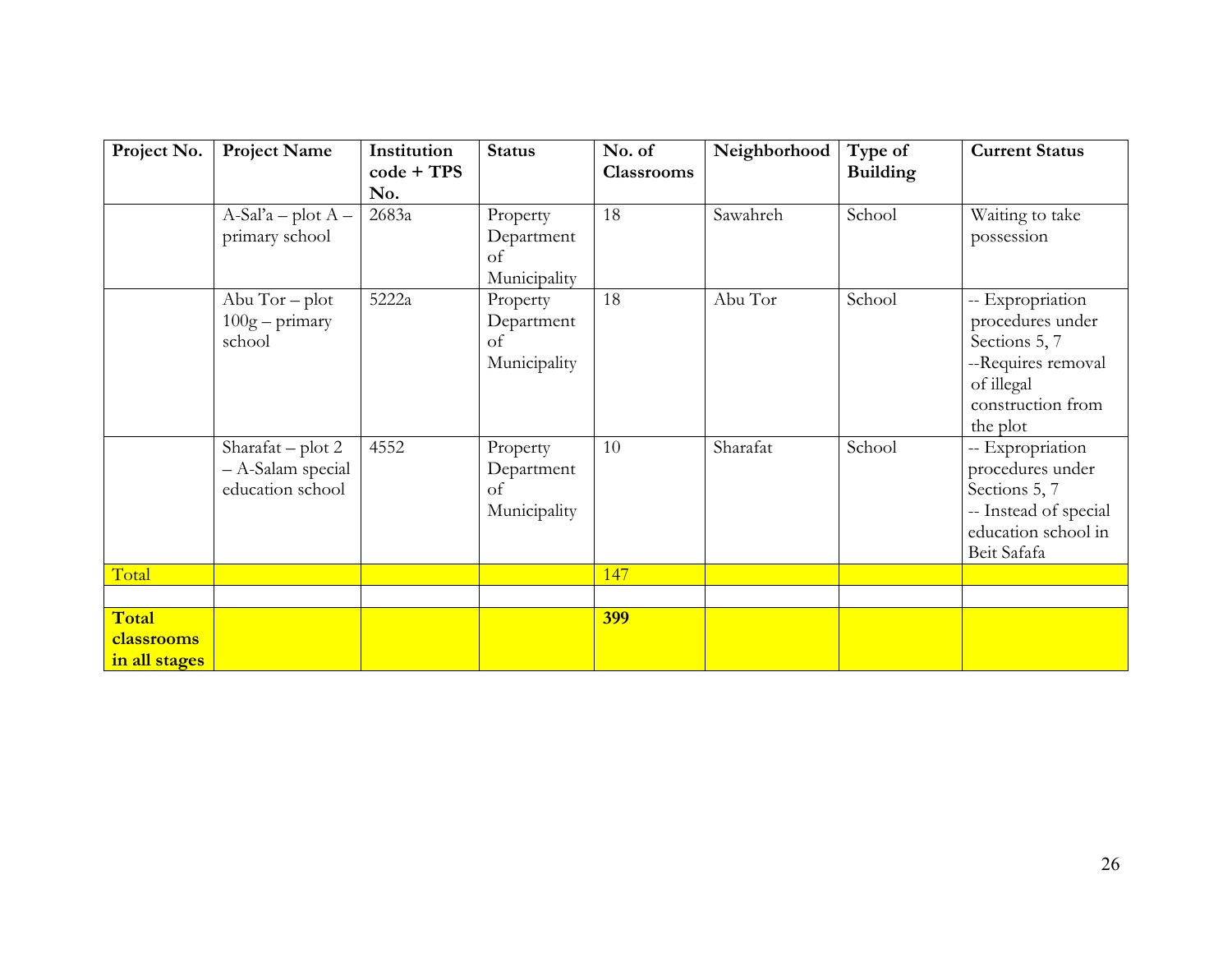| Project No. | Project Name | Institution code + TPS No. | Status | No. of Classrooms | Neighborhood | Type of Building | Current Status |
|---|---|---|---|---|---|---|---|
| | A-Sal'a – plot A – primary school | 2683a | Property Department of Municipality | 18 | Sawahreh | School | Waiting to take possession |
| | Abu Tor – plot 100g – primary school | 5222a | Property Department of Municipality | 18 | Abu Tor | School | -- Expropriation procedures under Sections 5, 7 --Requires removal of illegal construction from the plot |
| | Sharafat – plot 2 – A-Salam special education school | 4552 | Property Department of Municipality | 10 | Sharafat | School | -- Expropriation procedures under Sections 5, 7 -- Instead of special education school in Beit Safafa |
| Total | | | | 147 | | | |
| | | | | | | | |
| **Total classrooms in all stages** | | | | **399** | | | |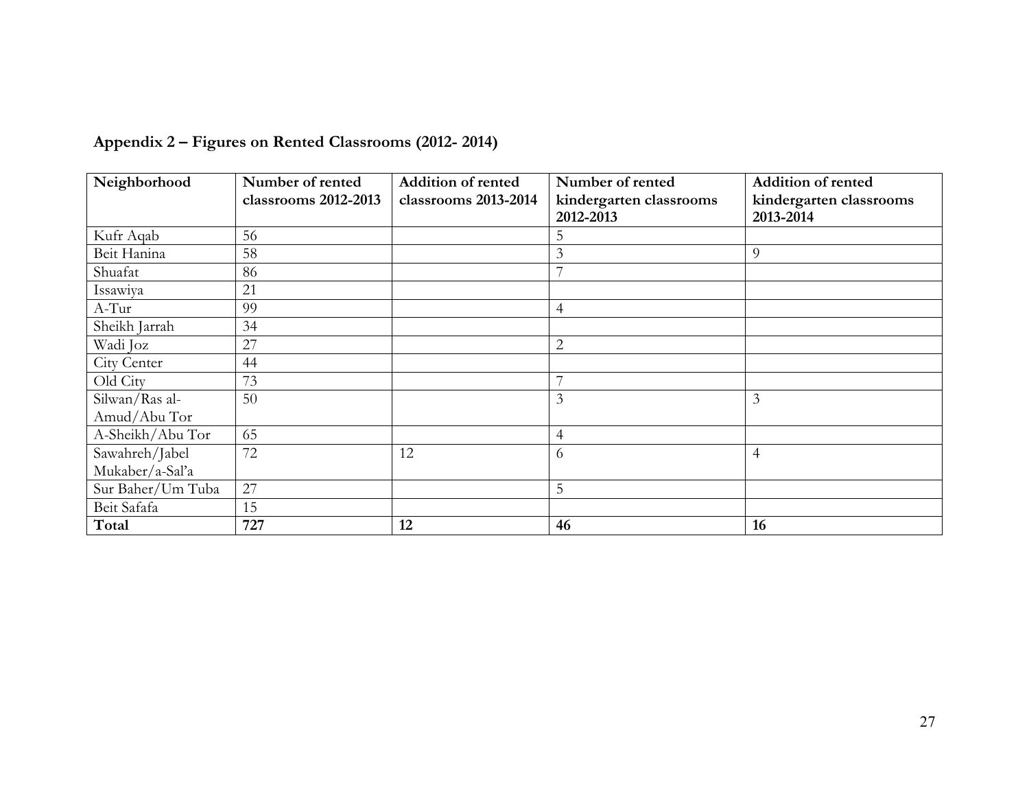## Appendix 2 – Figures on Rented Classrooms (2012- 2014)

| Neighborhood | Number of rented classrooms 2012-2013 | Addition of rented classrooms 2013-2014 | Number of rented kindergarten classrooms 2012-2013 | Addition of rented kindergarten classrooms 2013-2014 |
|---|---|---|---|---|
| Kufr Aqab | 56 | | 5 | |
| Beit Hanina | 58 | | 3 | 9 |
| Shuafat | 86 | | 7 | |
| Issawiya | 21 | | | |
| A-Tur | 99 | | 4 | |
| Sheikh Jarrah | 34 | | | |
| Wadi Joz | 27 | | 2 | |
| City Center | 44 | | | |
| Old City | 73 | | 7 | |
| Silwan/Ras al-Amud/Abu Tor | 50 | | 3 | 3 |
| A-Sheikh/Abu Tor | 65 | | 4 | |
| Sawahreh/Jabel Mukaber/a-Sal'a | 72 | 12 | 6 | 4 |
| Sur Baher/Um Tuba | 27 | | 5 | |
| Beit Safafa | 15 | | | |
| **Total** | **727** | **12** | **46** | **16** |